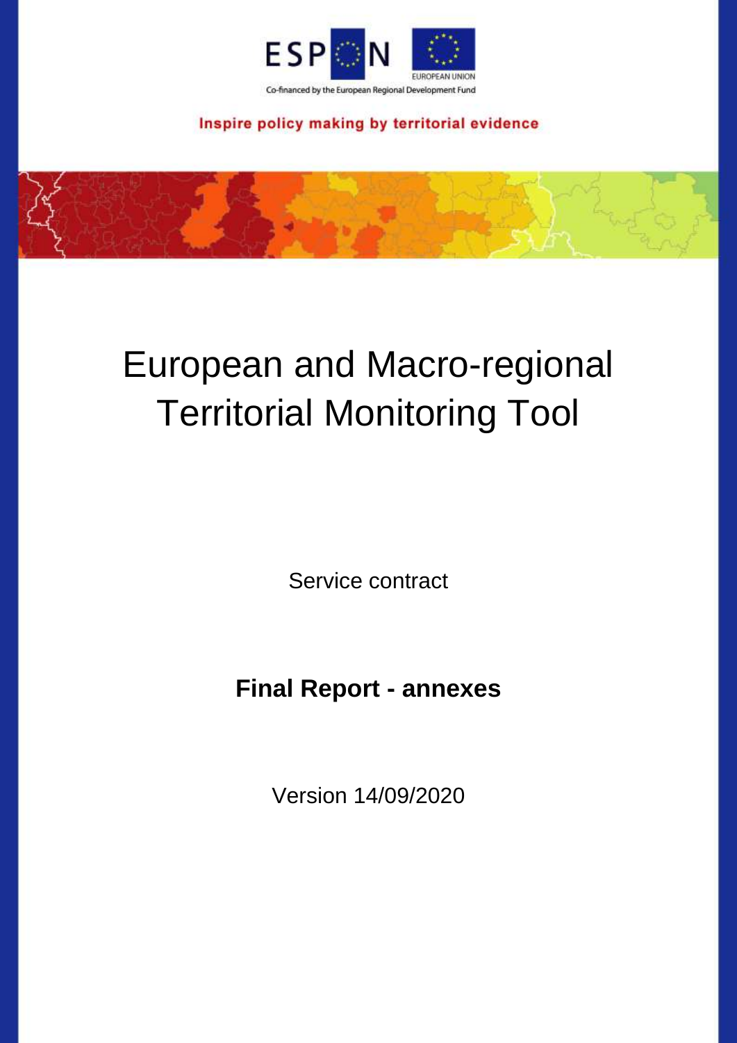ESPON

EUROPEAN UNION

Co-financed by the European Regional Development Fund

Inspire policy making by territorial evidence

# European and Macro-regional Territorial Monitoring Tool

Service contract

**Final Report - annexes**

Version 14/09/2020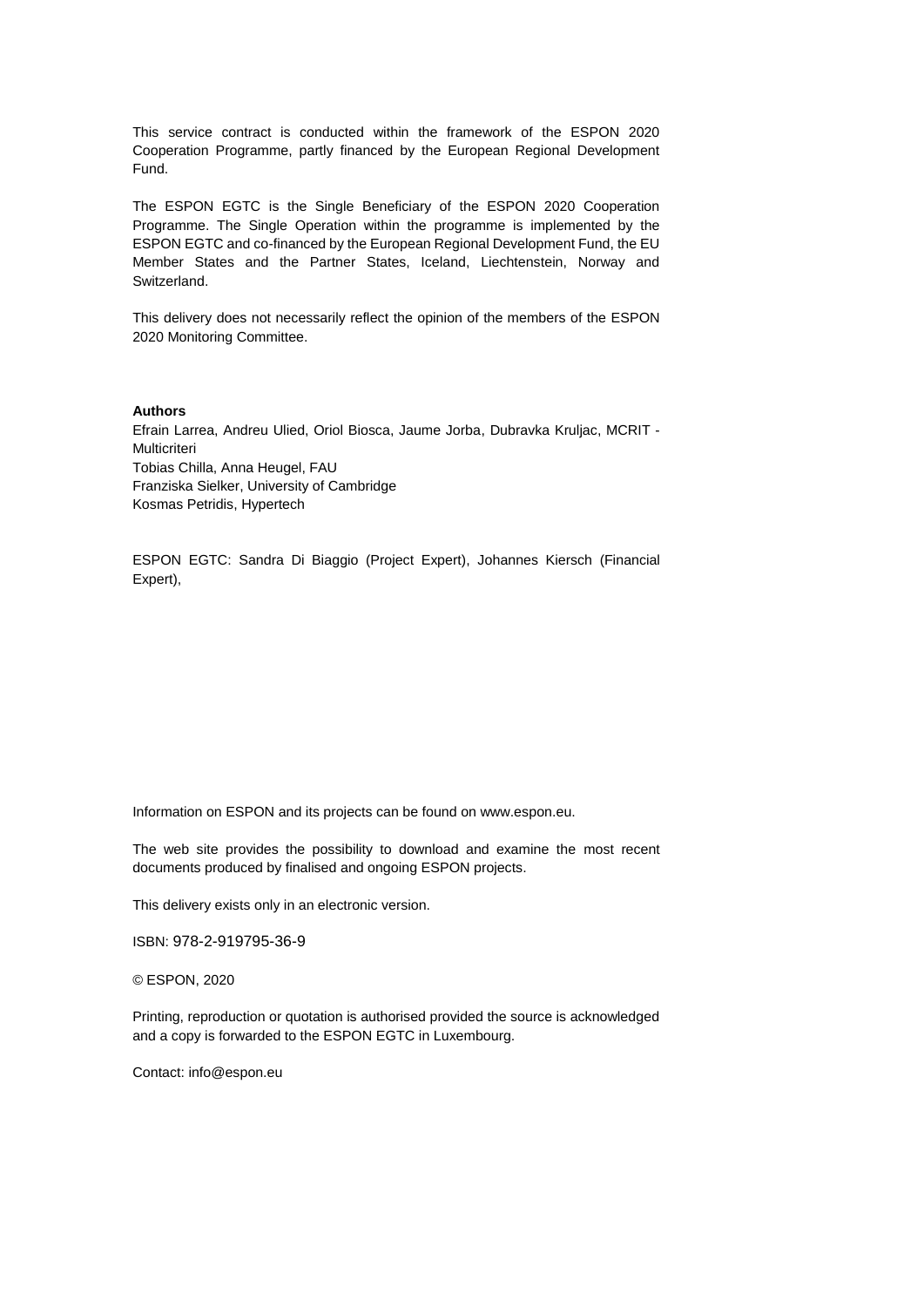This service contract is conducted within the framework of the ESPON 2020 Cooperation Programme, partly financed by the European Regional Development Fund.

The ESPON EGTC is the Single Beneficiary of the ESPON 2020 Cooperation Programme. The Single Operation within the programme is implemented by the ESPON EGTC and co-financed by the European Regional Development Fund, the EU Member States and the Partner States, Iceland, Liechtenstein, Norway and Switzerland.

This delivery does not necessarily reflect the opinion of the members of the ESPON 2020 Monitoring Committee.

**Authors**

Efrain Larrea, Andreu Ulied, Oriol Biosca, Jaume Jorba, Dubravka Kruljac, MCRIT - Multicriteri
Tobias Chilla, Anna Heugel, FAU
Franziska Sielker, University of Cambridge
Kosmas Petridis, Hypertech

ESPON EGTC: Sandra Di Biaggio (Project Expert), Johannes Kiersch (Financial Expert),

Information on ESPON and its projects can be found on www.espon.eu.

The web site provides the possibility to download and examine the most recent documents produced by finalised and ongoing ESPON projects.

This delivery exists only in an electronic version.

ISBN: 978-2-919795-36-9

© ESPON, 2020

Printing, reproduction or quotation is authorised provided the source is acknowledged and a copy is forwarded to the ESPON EGTC in Luxembourg.

Contact: info@espon.eu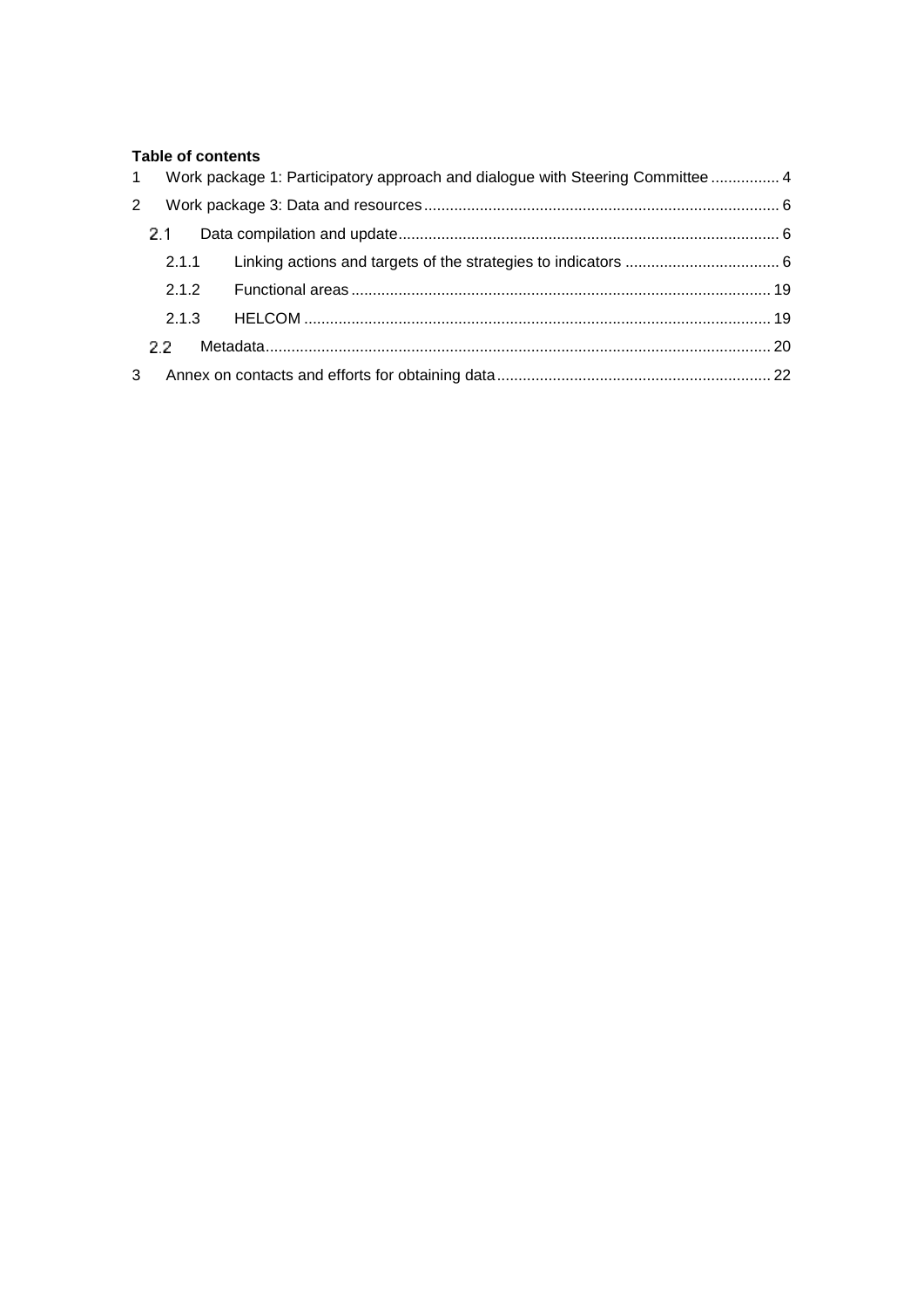**Table of contents**

1 Work package 1: Participatory approach and dialogue with Steering Committee ................ 4

2 Work package 3: Data and resources .................................................................................. 6

2.1 Data compilation and update ........................................................................................ 6

2.1.1 Linking actions and targets of the strategies to indicators .................................... 6

2.1.2 Functional areas ................................................................................................. 19

2.1.3 HELCOM ............................................................................................................ 19

2.2 Metadata ..................................................................................................................... 20

3 Annex on contacts and efforts for obtaining data ................................................................ 22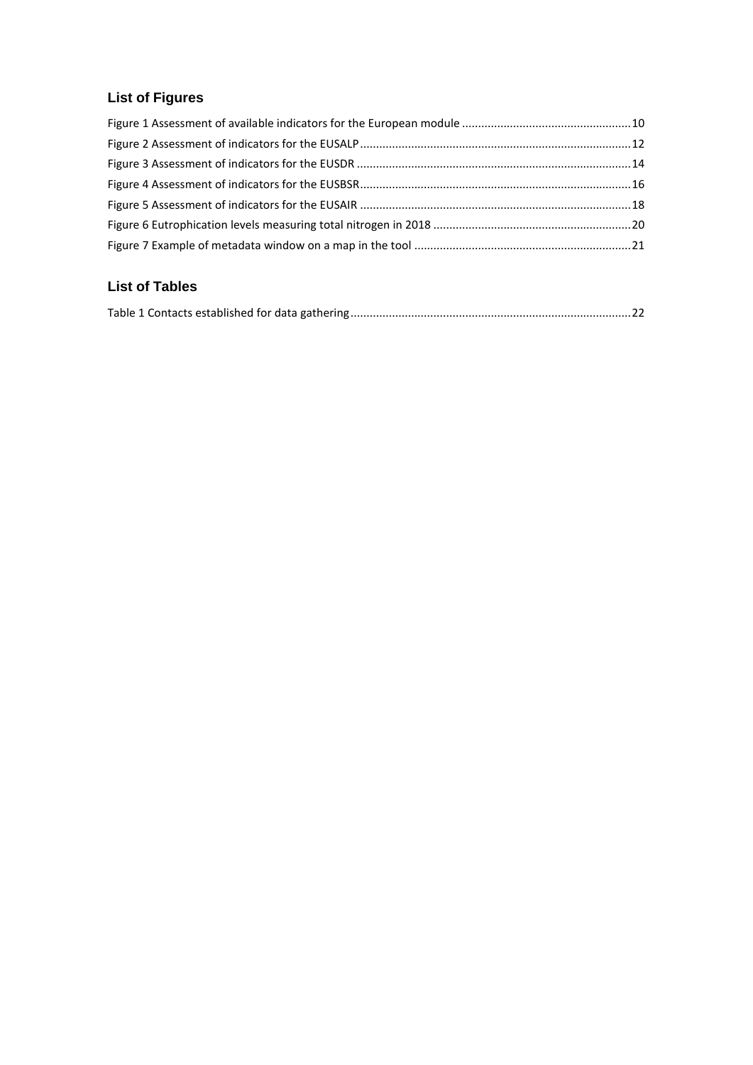## List of Figures

Figure 1 Assessment of available indicators for the European module ....................................................10
Figure 2 Assessment of indicators for the EUSALP....................................................................................12
Figure 3 Assessment of indicators for the EUSDR .....................................................................................14
Figure 4 Assessment of indicators for the EUSBSR....................................................................................16
Figure 5 Assessment of indicators for the EUSAIR ....................................................................................18
Figure 6 Eutrophication levels measuring total nitrogen in 2018 .............................................................20
Figure 7 Example of metadata window on a map in the tool ...................................................................21

## List of Tables

Table 1 Contacts established for data gathering.......................................................................................22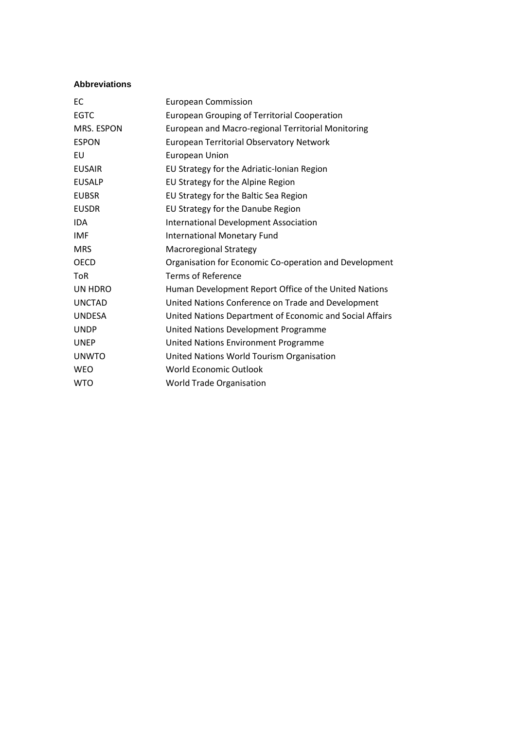**Abbreviations**

| | |
|---|---|
| EC | European Commission |
| EGTC | European Grouping of Territorial Cooperation |
| MRS. ESPON | European and Macro-regional Territorial Monitoring |
| ESPON | European Territorial Observatory Network |
| EU | European Union |
| EUSAIR | EU Strategy for the Adriatic-Ionian Region |
| EUSALP | EU Strategy for the Alpine Region |
| EUBSR | EU Strategy for the Baltic Sea Region |
| EUSDR | EU Strategy for the Danube Region |
| IDA | International Development Association |
| IMF | International Monetary Fund |
| MRS | Macroregional Strategy |
| OECD | Organisation for Economic Co-operation and Development |
| ToR | Terms of Reference |
| UN HDRO | Human Development Report Office of the United Nations |
| UNCTAD | United Nations Conference on Trade and Development |
| UNDESA | United Nations Department of Economic and Social Affairs |
| UNDP | United Nations Development Programme |
| UNEP | United Nations Environment Programme |
| UNWTO | United Nations World Tourism Organisation |
| WEO | World Economic Outlook |
| WTO | World Trade Organisation |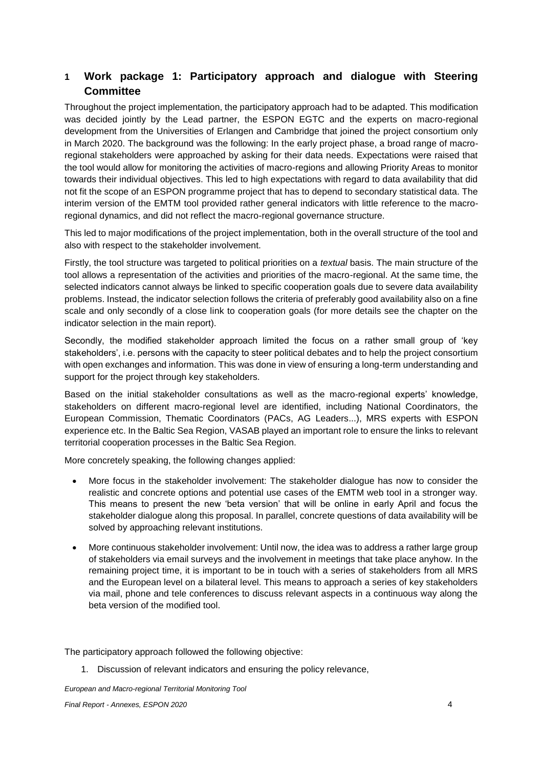# 1 Work package 1: Participatory approach and dialogue with Steering Committee

Throughout the project implementation, the participatory approach had to be adapted. This modification was decided jointly by the Lead partner, the ESPON EGTC and the experts on macro-regional development from the Universities of Erlangen and Cambridge that joined the project consortium only in March 2020. The background was the following: In the early project phase, a broad range of macro-regional stakeholders were approached by asking for their data needs. Expectations were raised that the tool would allow for monitoring the activities of macro-regions and allowing Priority Areas to monitor towards their individual objectives. This led to high expectations with regard to data availability that did not fit the scope of an ESPON programme project that has to depend to secondary statistical data. The interim version of the EMTM tool provided rather general indicators with little reference to the macro-regional dynamics, and did not reflect the macro-regional governance structure.

This led to major modifications of the project implementation, both in the overall structure of the tool and also with respect to the stakeholder involvement.

Firstly, the tool structure was targeted to political priorities on a *textual* basis. The main structure of the tool allows a representation of the activities and priorities of the macro-regional. At the same time, the selected indicators cannot always be linked to specific cooperation goals due to severe data availability problems. Instead, the indicator selection follows the criteria of preferably good availability also on a fine scale and only secondly of a close link to cooperation goals (for more details see the chapter on the indicator selection in the main report).

Secondly, the modified stakeholder approach limited the focus on a rather small group of 'key stakeholders', i.e. persons with the capacity to steer political debates and to help the project consortium with open exchanges and information. This was done in view of ensuring a long-term understanding and support for the project through key stakeholders.

Based on the initial stakeholder consultations as well as the macro-regional experts' knowledge, stakeholders on different macro-regional level are identified, including National Coordinators, the European Commission, Thematic Coordinators (PACs, AG Leaders...), MRS experts with ESPON experience etc. In the Baltic Sea Region, VASAB played an important role to ensure the links to relevant territorial cooperation processes in the Baltic Sea Region.

More concretely speaking, the following changes applied:

- More focus in the stakeholder involvement: The stakeholder dialogue has now to consider the realistic and concrete options and potential use cases of the EMTM web tool in a stronger way. This means to present the new 'beta version' that will be online in early April and focus the stakeholder dialogue along this proposal. In parallel, concrete questions of data availability will be solved by approaching relevant institutions.
- More continuous stakeholder involvement: Until now, the idea was to address a rather large group of stakeholders via email surveys and the involvement in meetings that take place anyhow. In the remaining project time, it is important to be in touch with a series of stakeholders from all MRS and the European level on a bilateral level. This means to approach a series of key stakeholders via mail, phone and tele conferences to discuss relevant aspects in a continuous way along the beta version of the modified tool.

The participatory approach followed the following objective:

1. Discussion of relevant indicators and ensuring the policy relevance,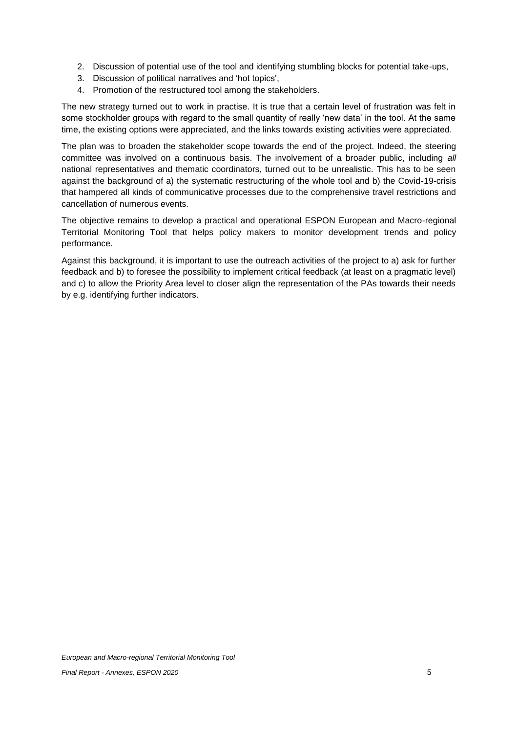2. Discussion of potential use of the tool and identifying stumbling blocks for potential take-ups,
3. Discussion of political narratives and 'hot topics',
4. Promotion of the restructured tool among the stakeholders.

The new strategy turned out to work in practise. It is true that a certain level of frustration was felt in some stockholder groups with regard to the small quantity of really 'new data' in the tool. At the same time, the existing options were appreciated, and the links towards existing activities were appreciated.

The plan was to broaden the stakeholder scope towards the end of the project. Indeed, the steering committee was involved on a continuous basis. The involvement of a broader public, including *all* national representatives and thematic coordinators, turned out to be unrealistic. This has to be seen against the background of a) the systematic restructuring of the whole tool and b) the Covid-19-crisis that hampered all kinds of communicative processes due to the comprehensive travel restrictions and cancellation of numerous events.

The objective remains to develop a practical and operational ESPON European and Macro-regional Territorial Monitoring Tool that helps policy makers to monitor development trends and policy performance.

Against this background, it is important to use the outreach activities of the project to a) ask for further feedback and b) to foresee the possibility to implement critical feedback (at least on a pragmatic level) and c) to allow the Priority Area level to closer align the representation of the PAs towards their needs by e.g. identifying further indicators.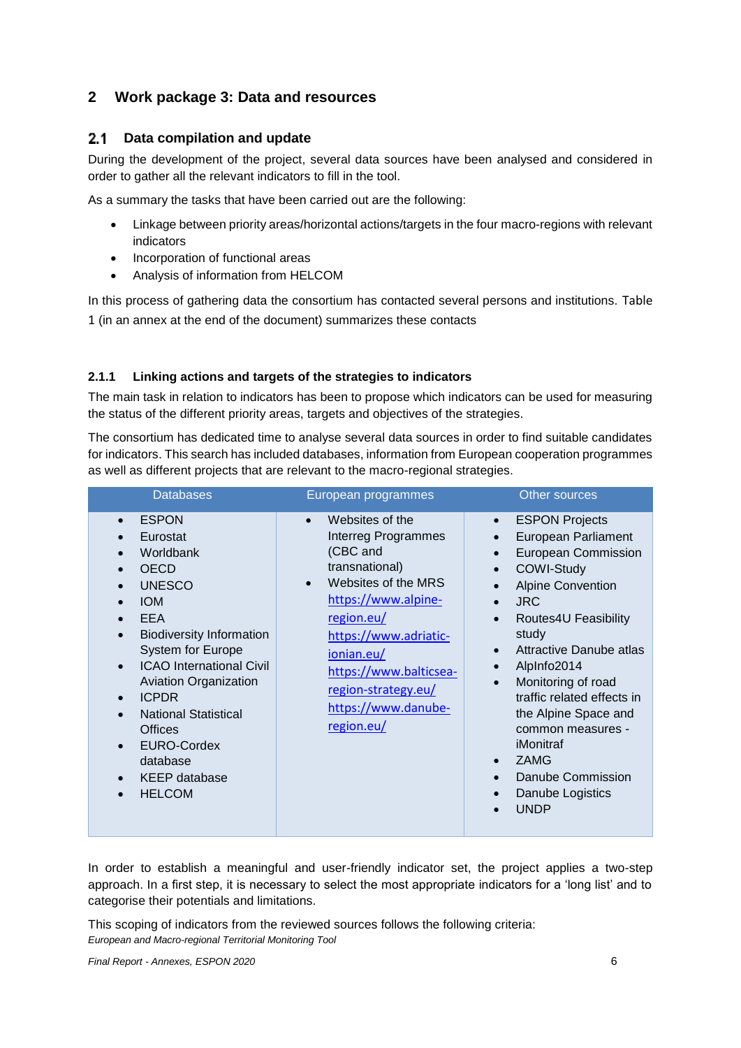## 2 Work package 3: Data and resources

### 2.1 Data compilation and update

During the development of the project, several data sources have been analysed and considered in order to gather all the relevant indicators to fill in the tool.

As a summary the tasks that have been carried out are the following:

- Linkage between priority areas/horizontal actions/targets in the four macro-regions with relevant indicators
- Incorporation of functional areas
- Analysis of information from HELCOM

In this process of gathering data the consortium has contacted several persons and institutions. Table 1 (in an annex at the end of the document) summarizes these contacts

#### 2.1.1 Linking actions and targets of the strategies to indicators

The main task in relation to indicators has been to propose which indicators can be used for measuring the status of the different priority areas, targets and objectives of the strategies.

The consortium has dedicated time to analyse several data sources in order to find suitable candidates for indicators. This search has included databases, information from European cooperation programmes as well as different projects that are relevant to the macro-regional strategies.

| Databases | European programmes | Other sources |
|---|---|---|
| • ESPON<br>• Eurostat<br>• Worldbank<br>• OECD<br>• UNESCO<br>• IOM<br>• EEA<br>• Biodiversity Information System for Europe<br>• ICAO International Civil Aviation Organization<br>• ICPDR<br>• National Statistical Offices<br>• EURO-Cordex database<br>• KEEP database<br>• HELCOM | • Websites of the Interreg Programmes (CBC and transnational)<br>• Websites of the MRS https://www.alpine-region.eu/ https://www.adriatic-ionian.eu/ https://www.balticsea-region-strategy.eu/ https://www.danube-region.eu/ | • ESPON Projects<br>• European Parliament<br>• European Commission<br>• COWI-Study<br>• Alpine Convention<br>• JRC<br>• Routes4U Feasibility study<br>• Attractive Danube atlas<br>• AlpInfo2014<br>• Monitoring of road traffic related effects in the Alpine Space and common measures - iMonitraf<br>• ZAMG<br>• Danube Commission<br>• Danube Logistics<br>• UNDP |

In order to establish a meaningful and user-friendly indicator set, the project applies a two-step approach. In a first step, it is necessary to select the most appropriate indicators for a 'long list' and to categorise their potentials and limitations.

This scoping of indicators from the reviewed sources follows the following criteria: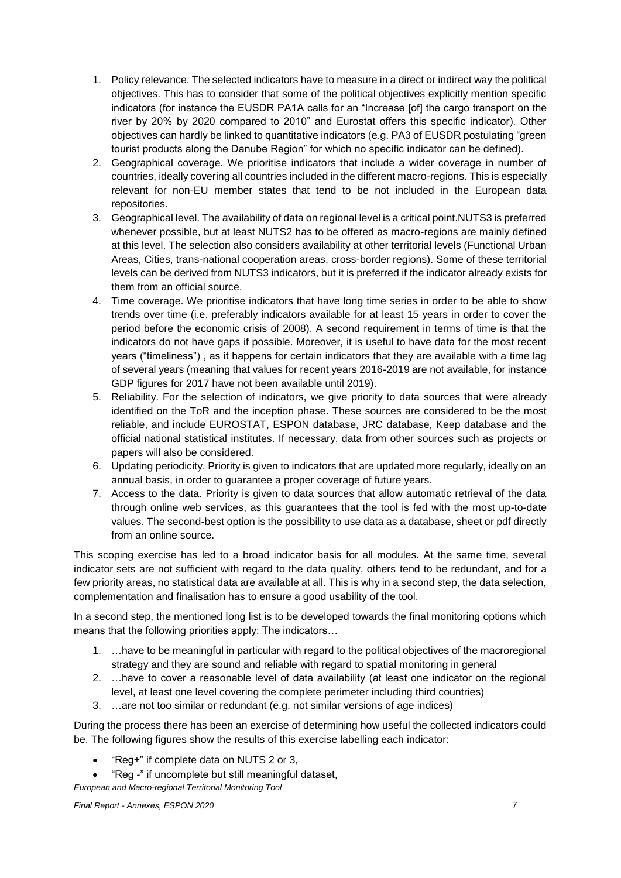1. Policy relevance. The selected indicators have to measure in a direct or indirect way the political objectives. This has to consider that some of the political objectives explicitly mention specific indicators (for instance the EUSDR PA1A calls for an "Increase [of] the cargo transport on the river by 20% by 2020 compared to 2010" and Eurostat offers this specific indicator). Other objectives can hardly be linked to quantitative indicators (e.g. PA3 of EUSDR postulating "green tourist products along the Danube Region" for which no specific indicator can be defined).
2. Geographical coverage. We prioritise indicators that include a wider coverage in number of countries, ideally covering all countries included in the different macro-regions. This is especially relevant for non-EU member states that tend to be not included in the European data repositories.
3. Geographical level. The availability of data on regional level is a critical point.NUTS3 is preferred whenever possible, but at least NUTS2 has to be offered as macro-regions are mainly defined at this level. The selection also considers availability at other territorial levels (Functional Urban Areas, Cities, trans-national cooperation areas, cross-border regions). Some of these territorial levels can be derived from NUTS3 indicators, but it is preferred if the indicator already exists for them from an official source.
4. Time coverage. We prioritise indicators that have long time series in order to be able to show trends over time (i.e. preferably indicators available for at least 15 years in order to cover the period before the economic crisis of 2008). A second requirement in terms of time is that the indicators do not have gaps if possible. Moreover, it is useful to have data for the most recent years ("timeliness") , as it happens for certain indicators that they are available with a time lag of several years (meaning that values for recent years 2016-2019 are not available, for instance GDP figures for 2017 have not been available until 2019).
5. Reliability. For the selection of indicators, we give priority to data sources that were already identified on the ToR and the inception phase. These sources are considered to be the most reliable, and include EUROSTAT, ESPON database, JRC database, Keep database and the official national statistical institutes. If necessary, data from other sources such as projects or papers will also be considered.
6. Updating periodicity. Priority is given to indicators that are updated more regularly, ideally on an annual basis, in order to guarantee a proper coverage of future years.
7. Access to the data. Priority is given to data sources that allow automatic retrieval of the data through online web services, as this guarantees that the tool is fed with the most up-to-date values. The second-best option is the possibility to use data as a database, sheet or pdf directly from an online source.

This scoping exercise has led to a broad indicator basis for all modules. At the same time, several indicator sets are not sufficient with regard to the data quality, others tend to be redundant, and for a few priority areas, no statistical data are available at all. This is why in a second step, the data selection, complementation and finalisation has to ensure a good usability of the tool.

In a second step, the mentioned long list is to be developed towards the final monitoring options which means that the following priorities apply: The indicators…

1. …have to be meaningful in particular with regard to the political objectives of the macroregional strategy and they are sound and reliable with regard to spatial monitoring in general
2. …have to cover a reasonable level of data availability (at least one indicator on the regional level, at least one level covering the complete perimeter including third countries)
3. …are not too similar or redundant (e.g. not similar versions of age indices)

During the process there has been an exercise of determining how useful the collected indicators could be. The following figures show the results of this exercise labelling each indicator:

- "Reg+" if complete data on NUTS 2 or 3,
- "Reg -" if uncomplete but still meaningful dataset,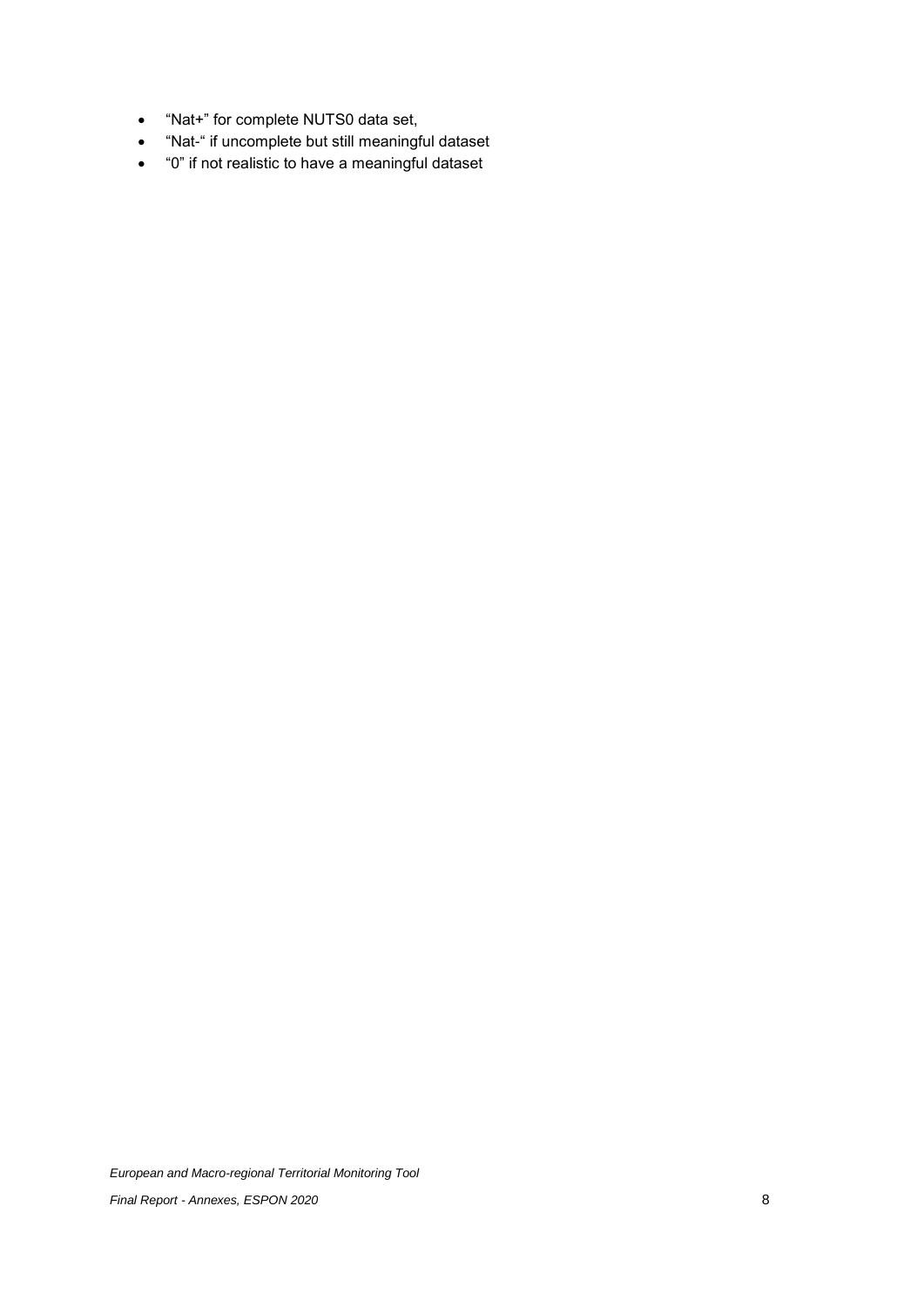- “Nat+” for complete NUTS0 data set,
- “Nat-“ if uncomplete but still meaningful dataset
- “0” if not realistic to have a meaningful dataset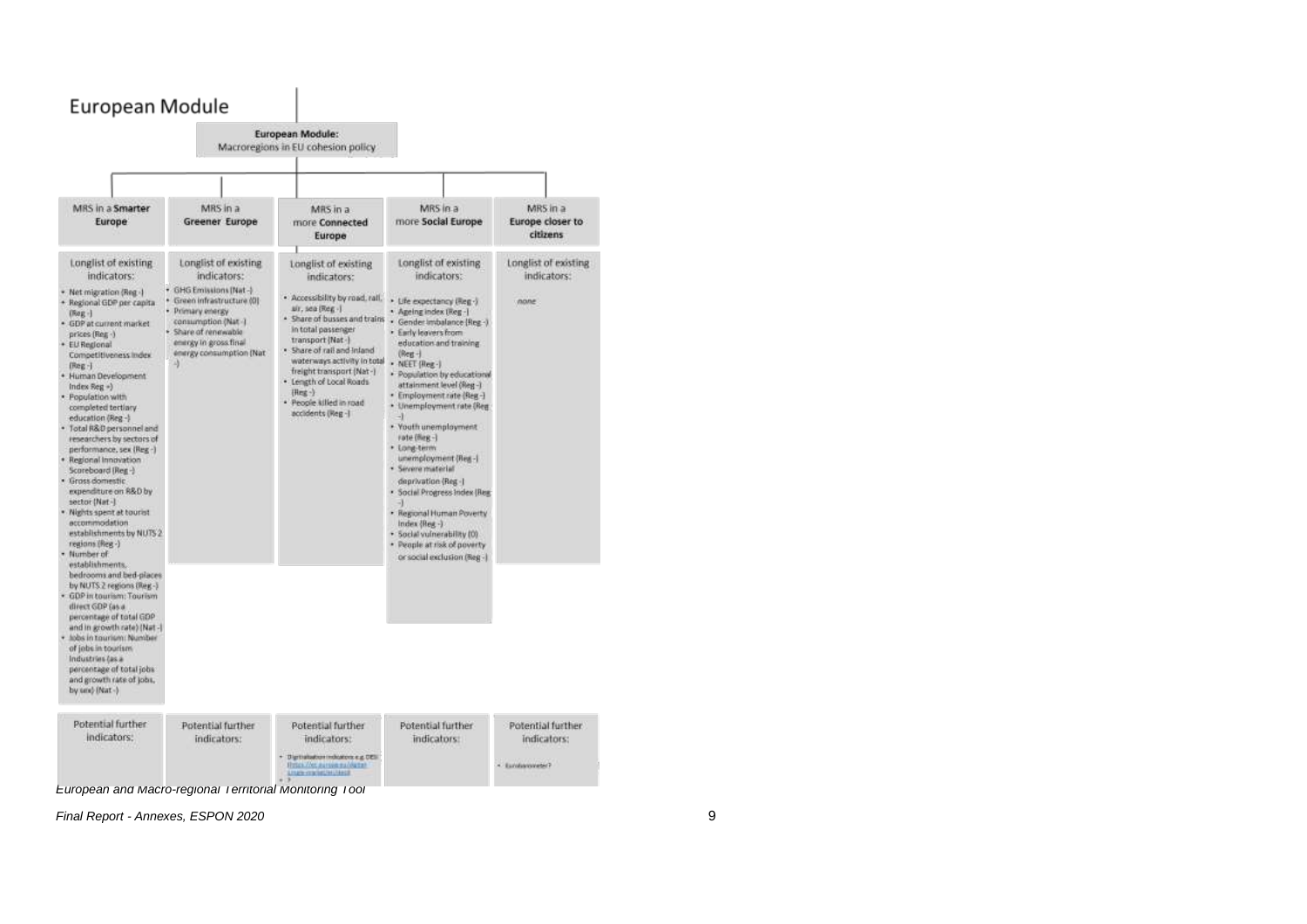## European Module

**European Module:**
Macroregions in EU cohesion policy

| MRS in a **Smarter** Europe | MRS in a **Greener** Europe | MRS in a more **Connected** Europe | MRS in a more **Social Europe** | MRS in a **Europe closer to citizens** |
|---|---|---|---|---|
| Longlist of existing indicators: | Longlist of existing indicators: | Longlist of existing indicators: | Longlist of existing indicators: | Longlist of existing indicators: |
| • Net migration (Reg -)<br>• Regional GDP per capita (Reg -)<br>• GDP at current market prices (Reg -)<br>• EU Regional Competitiveness Index (Reg -)<br>• Human Development Index Reg +)<br>• Population with completed tertiary education (Reg -)<br>• Total R&D personnel and researchers by sectors of performance, sex (Reg -)<br>• Regional Innovation Scoreboard (Reg -)<br>• Gross domestic expenditure on R&D by sector (Nat -)<br>• Nights spent at tourist accommodation establishments by NUTS 2 regions (Reg -)<br>• Number of establishments, bedrooms and bed-places by NUTS 2 regions (Reg -)<br>• GDP in tourism: Tourism direct GDP (as a percentage of total GDP and in growth rate) (Nat -)<br>• Jobs in tourism: Number of jobs in tourism industries (as a percentage of total jobs and growth rate of jobs, by sex) (Nat -) | • GHG Emissions (Nat -)<br>• Green infrastructure (O)<br>• Primary energy consumption (Nat -)<br>• Share of renewable energy in gross final energy consumption (Nat -) | • Accessibility by road, rail, air, sea (Reg -)<br>• Share of busses and trains in total passenger transport (Nat -)<br>• Share of rail and inland waterways activity in total freight transport (Nat -)<br>• Length of Local Roads (Reg -)<br>• People killed in road accidents (Reg -) | • Life expectancy (Reg -)<br>• Ageing index (Reg -)<br>• Gender imbalance (Reg -)<br>• Early leavers from education and training (Reg -)<br>• NEET (Reg -)<br>• Population by educational attainment level (Reg -)<br>• Employment rate (Reg -)<br>• Unemployment rate (Reg -)<br>• Youth unemployment rate (Reg -)<br>• Long-term unemployment (Reg -)<br>• Severe material deprivation (Reg -)<br>• Social Progress Index (Reg -)<br>• Regional Human Poverty Index (Reg -)<br>• Social vulnerability (O)<br>• People at risk of poverty or social exclusion (Reg -) | none |
| Potential further indicators: | Potential further indicators: | Potential further indicators:<br>• Digitalisation indicators e.g. DESI (https://ec.europa.eu/digital-single-market/en/desi)<br>• ? | Potential further indicators: | Potential further indicators:<br>• Eurobarometer? |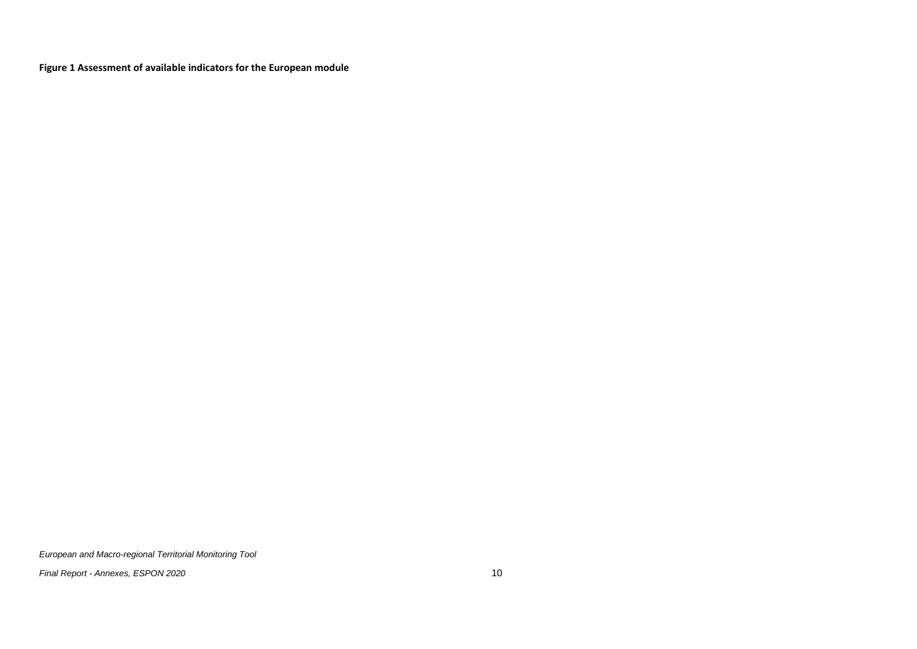**Figure 1 Assessment of available indicators for the European module**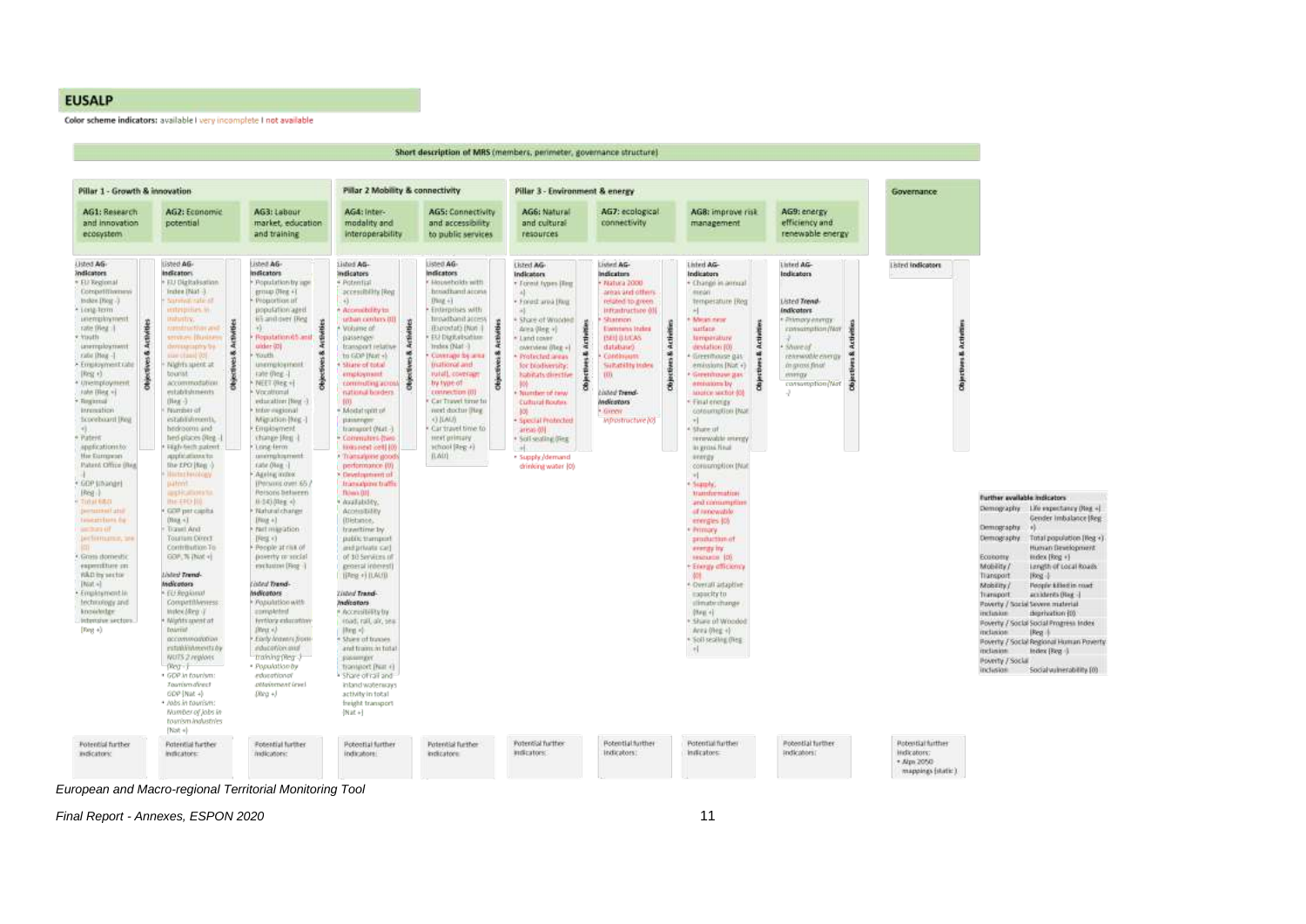## EUSALP

**Color scheme indicators:** available I very incomplete I not available

**Short description of MRS (members, perimeter, governance structure)**

### Pillar 1 - Growth & innovation

**AG1: Research and innovation ecosystem**

Listed AG-indicators
- EU Regional Competitiveness Index (Reg -)
- Long-term unemployment rate (Reg -)
- Youth unemployment rate (Reg -)
- Employment rate (Reg +)
- Unemployment rate (Reg +)
- Regional Innovation Scoreboard (Reg +)
- Patent applications to the European Patent Office (Reg -)
- GDP (change) (Reg -)
- Total R&D personnel and researchers by sectors of performance, % (0)
- Gross domestic expenditure on R&D by sector (Nat -)
- Employment in technology and knowledge-intensive sectors (Reg +)

Potential further indicators:

**AG2: Economic potential**

Listed AG-indicators
- EU Digitalisation Index (Nat -)
- Survival rate of enterprises in industry, construction and services (Business demography by size class) (0)
- Nights spent at tourist accommodation establishments (Reg -)
- Number of establishments, bedrooms and bed-places (Reg -)
- High-tech patent applications to the EPO (Reg -)
- Biotechnology patent applications to the EPO (0)
- GDP per capita (Reg +)
- Travel And Tourism Direct Contribution To GDP, % (Nat +)

Listed Trend-indicators
- EU Regional Competitiveness Index (Reg -)
- Nights spent at tourist accommodation establishments by NUTS 2 regions (Reg -)
- GDP in tourism: Tourism direct GDP (Nat -)
- Jobs in tourism: Number of jobs in tourism industries (Nat +)

Potential further indicators:

**AG3: Labour market, education and training**

Listed AG-indicators
- Population by age group (Reg +)
- Proportion of population aged 65 and over (Reg +)
- Population 65 and older (0)
- Youth unemployment rate (Reg -)
- NEET (Reg +)
- Vocational education (Reg -) (0)
- Inter-regional Migration (Reg -)
- Employment change (Reg -)
- Long-term unemployment rate (Reg -)
- Ageing index (Persons over 65 / Persons between 0-14) (Reg +)
- Natural change (Reg +)
- Net migration (Reg +)
- People at risk of poverty or social exclusion (Reg -)

Listed Trend-indicators
- Population with completed tertiary education (Reg +)
- Early leavers from education and training (Reg -)
- Population by educational attainment level (Reg +)

Potential further indicators:

### Pillar 2 Mobility & connectivity

**AG4: Inter-modality and interoperability**

Listed AG-indicators
- Potential accessibility (Reg +)
- Accessibility to urban centers (0)
- Volume of passenger transport relative to GDP (Nat +)
- Share of total employment commuting across national borders (0)
- Modal split of passenger transport (Nat -)
- Commuters (two links next cell) (0)
- Transalpine goods performance (0)
- Development of transalpine traffic flows (0)
- Availability, Accessibility (Distance, traveltime by public transport and private car) of 10 Services of general interest) ((Reg +) (LAU))

Listed Trend-indicators
- Accessibility by road, rail, air, sea (Reg +)
- Share of busses and trains in total passenger transport (Nat +)
- Share of rail and inland waterways activity in total freight transport (Nat +)

Potential further indicators:

**AG5: Connectivity and accessibility to public services**

Listed AG-indicators
- Households with broadband access (Reg +)
- Enterprises with broadband access (Eurostat) (Nat -)
- EU Digitalisation Index (Nat -)
- Coverage by area (national and rural), coverage by type of connection (0)
- Car Travel time to next doctor (Reg +) (LAU)
- Car travel time to next primary school (Reg +) (LAU)

Potential further indicators:

### Pillar 3 - Environment & energy

**AG6: Natural and cultural resources**

Listed AG-indicators
- Forest types (Reg +)
- Forest area (Reg +)
- Share of Wooded Area (Reg +)
- Land cover overview (Reg +)
- Protected areas for biodiversity: habitats directive (0)
- Number of new Cultural Routes (0)
- Special Protected areas (0)
- Soil sealing (Reg +)
- Supply /demand drinking water (0)

Potential further indicators:

**AG7: ecological connectivity**

Listed AG-indicators
- Natura 2000 areas and others related to green infrastructure (0)
- Shannon Evenness Index (SEI) (LUCAS database)
- Continuum Suitability Index (0)

Listed Trend-indicators
- Green infrastructure (0)

Potential further indicators:

**AG8: improve risk management**

Listed AG-indicators
- Change in annual mean temperature (Reg +)
- Mean near surface temperature deviation (0)
- Greenhouse gas emissions (Nat +)
- Greenhouse gas emissions by source sector (0)
- Final energy consumption (Nat +)
- Share of renewable energy in gross final energy consumption (Nat +)
- Supply, transformation and consumption of renewable energies (0)
- Primary production of energy by resource (0)
- Energy efficiency (0)
- Overall adaptive capacity to climate change (Reg +)
- Share of Wooded Area (Reg +)
- Soil sealing (Reg +)

Potential further indicators:

**AG9: energy efficiency and renewable energy**

Listed AG-indicators

Listed Trend-indicators
- Primary energy consumption (Nat -)
- Share of renewable energy in gross final energy consumption (Nat -)

Potential further indicators:

### Governance

Listed indicators

Potential further indicators:
- Alps 2050 mappings (static)

*Objectives & Activities*

**Further available indicators**

| | |
|---|---|
| Demography | Life expectancy (Reg +) |
| Demography | Gender imbalance (Reg +) |
| Demography | Total population (Reg +) |
| Economy | Human Development Index (Reg +) |
| Mobility / Transport | Length of Local Roads (Reg -) |
| Mobility / Transport | People killed in road accidents (Reg -) |
| Poverty / Social inclusion | Severe material deprivation (0) |
| Poverty / Social inclusion | Social Progress Index (Reg -) |
| Poverty / Social inclusion | Regional Human Poverty Index (Reg -) |
| Poverty / Social inclusion | Social vulnerability (0) |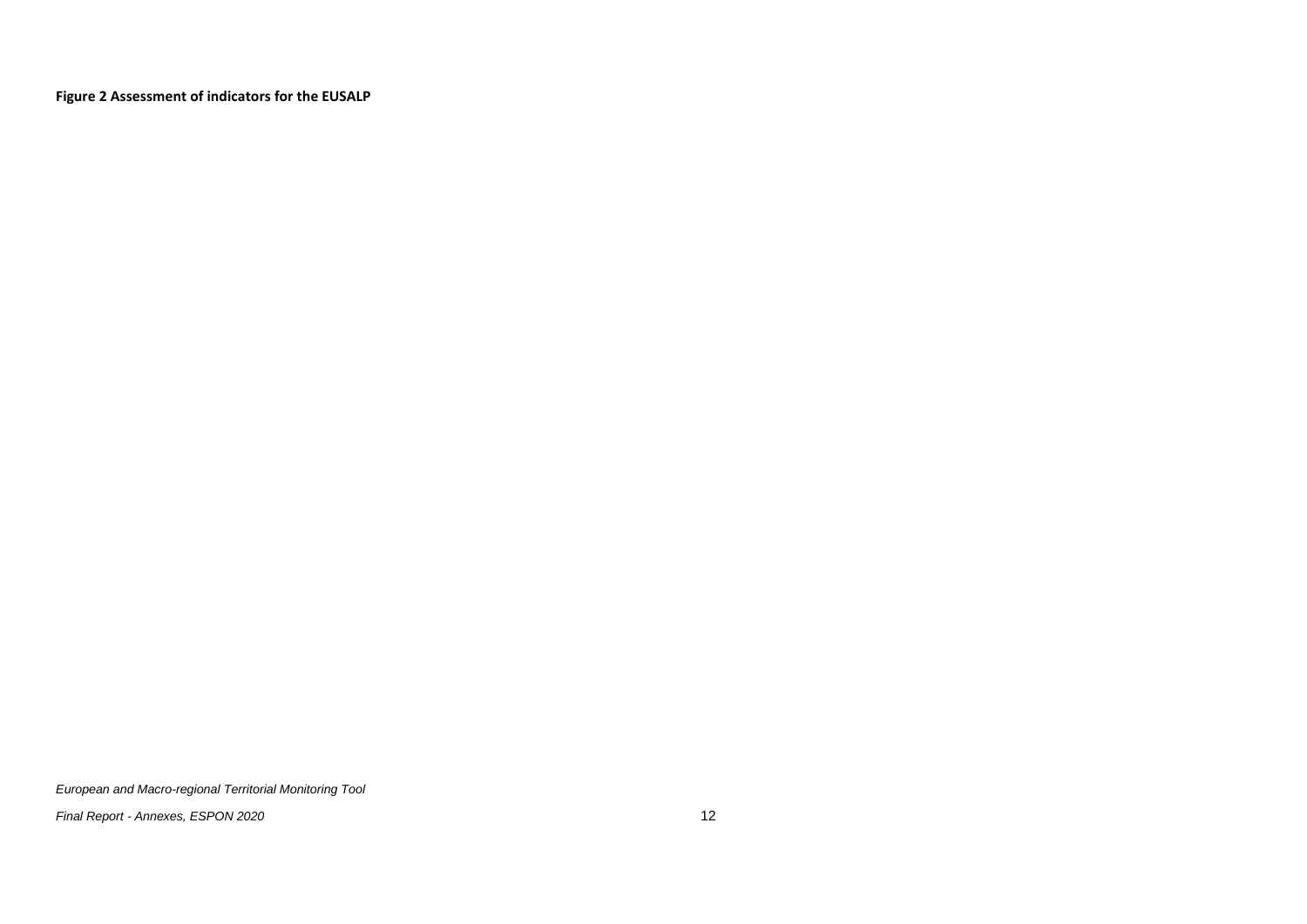**Figure 2 Assessment of indicators for the EUSALP**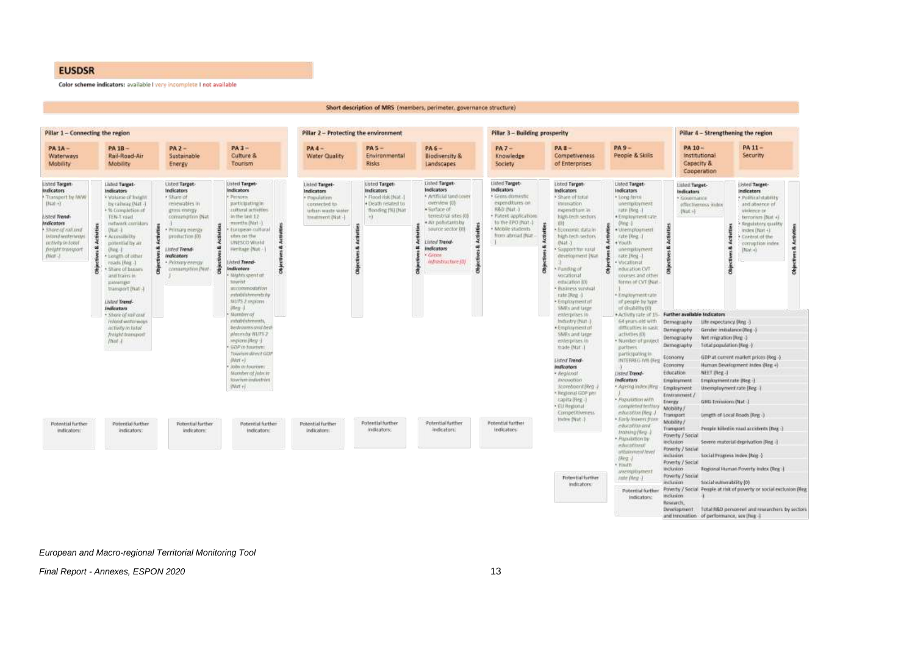# EUSDSR

Color scheme indicators: available I very incomplete I not available

**Short description of MRS** (members, perimeter, governance structure)

## Pillar 1 – Connecting the region

### PA 1A – Waterways Mobility

**Listed Target-Indicators**
- Transport by IWW (Nat +)

**Listed Trend-Indicators**
- Share of rail and inland waterways activity in total freight transport (Nat -)

Potential further indicators:

### PA 1B – Rail-Road-Air Mobility

**Listed Target-Indicators**
- Volume of freight by railway (Nat -)
- % Completion of TEN-T road network corridors (Nat -)
- Accessibility potential by air (Reg -)
- Length of other roads (Reg -)
- Share of busses and trains in passenger transport (Nat -)

**Listed Trend-Indicators**
- Share of rail and inland waterways activity in total freight transport (Nat -)

Potential further indicators:

### PA 2 – Sustainable Energy

**Listed Target-Indicators**
- Share of renewables in gross energy consumption (Nat -)
- Primary energy production (0)

**Listed Trend-Indicators**
- Primary energy consumption (Nat -)

Potential further indicators:

### PA 3 – Culture & Tourism

**Listed Target-Indicators**
- Persons participating in cultural activities in the last 12 months (Nat -)
- European cultural sites on the UNESCO World Heritage (Nat -)

**Listed Trend-Indicators**
- Nights spent of tourist accommodation establishments by NUTS 2 regions (Reg -)
- Number of establishments, bedrooms and bed places by NUTS 2 regions (Reg -)
- GDP in tourism: Tourism direct GDP (Nat +)
- Jobs in tourism: Number of jobs in tourism industries (Nat +)

Potential further indicators:

## Pillar 2 – Protecting the environment

### PA 4 – Water Quality

**Listed Target-Indicators**
- Population connected to urban waste water treatment (Nat -)

Potential further indicators:

### PA 5 – Environmental Risks

**Listed Target-Indicators**
- Flood risk (Nat -)
- Death related to flooding (%) (Nat +)

Potential further indicators:

### PA 6 – Biodiversity & Landscapes

**Listed Target-Indicators**
- Artificial land cover overview (0)
- Surface of terrestrial sites (0)
- Air pollutants by source sector (0)

**Listed Trend-Indicators**
- Green infrastructure (0)

Potential further indicators:

## Pillar 3 – Building prosperity

### PA 7 – Knowledge Society

**Listed Target-Indicators**
- Gross domestic expenditures on R&D (Nat -)
- Patent applications to the EPO (Nat -)
- Mobile students from abroad (Nat -)

Potential further indicators:

### PA 8 – Competiveness of Enterprises

**Listed Target-Indicators**
- Share of total innovation expenditure in high-tech sectors (0)
- Economic data in high-tech sectors (Nat -)
- Support for rural development (Nat -)
- Funding of vocational education (0)
- Business survival rate (Reg -)
- Employment of SMEs and large enterprises in industry (Nat -)
- Employment of SMEs and large enterprises in trade (Nat -)

**Listed Trend-Indicators**
- Regional innovation Scoreboard (Reg -)
- Regional GDP per capita (Reg -)
- EU Regional Competitiveness Index (Nat -)

Potential further indicators:

### PA 9 – People & Skills

**Listed Target-Indicators**
- Long-term unemployment rate (Reg -)
- Employment rate (Reg -)
- Unemployment rate (Reg -)
- Youth unemployment rate (Reg -)
- Vocational education CVT courses and other forms of CVT (Nat -)
- Employment rate of people by type of disability (0)
- Activity rate of 15-64 years old with difficulties in vast activities (0)
- Number of project partners participating in INTERREG IVB (Reg -)

**Listed Trend-Indicators**
- Ageing index (Reg -)
- Population with completed tertiary education (Reg -)
- Early leavers from education and training (Reg -)
- Population by educational attainment level (Reg -)
- Youth unemployment rate (Reg -)

Potential further indicators:

## Pillar 4 – Strengthening the region

### PA 10 – Institutional Capacity & Cooperation

**Listed Target-Indicators**
- Governance effectiveness index (Nat +)

### PA 11 – Security

**Listed Target-Indicators**
- Political stability and absence of violence or terrorism (Nat +)
- Regulatory quality index (Nat +)
- Control of the corruption index (Nat +)

**Further available indicators**

| Theme | Indicator |
|---|---|
| Demography | Life expectancy (Reg -) |
| Demography | Gender imbalance (Reg -) |
| Demography | Net migration (Reg -) |
| Demography | Total population (Reg -) |
| Economy | GDP at current market prices (Reg -) |
| Economy | Human Development Index (Reg +) |
| Education | NEET (Reg -) |
| Employment | Employment rate (Reg -) |
| Employment | Unemployment rate (Reg -) |
| Environment / Energy | GHG Emissions (Nat -) |
| Mobility / Transport | Length of Local Roads (Reg -) |
| Mobility / Transport | People killed in road accidents (Reg -) |
| Poverty / Social inclusion | Severe material deprivation (Reg -) |
| Poverty / Social inclusion | Social Progress Index (Reg -) |
| Poverty / Social inclusion | Regional Human Poverty Index (Reg -) |
| Poverty / Social inclusion | Social vulnerability (0) |
| Poverty / Social inclusion | People at risk of poverty or social exclusion (Reg -) |
| Research, Development and Innovation | Total R&D personnel and researchers by sectors of performance, sex (Reg -) |

*European and Macro-regional Territorial Monitoring Tool*

*Final Report - Annexes, ESPON 2020*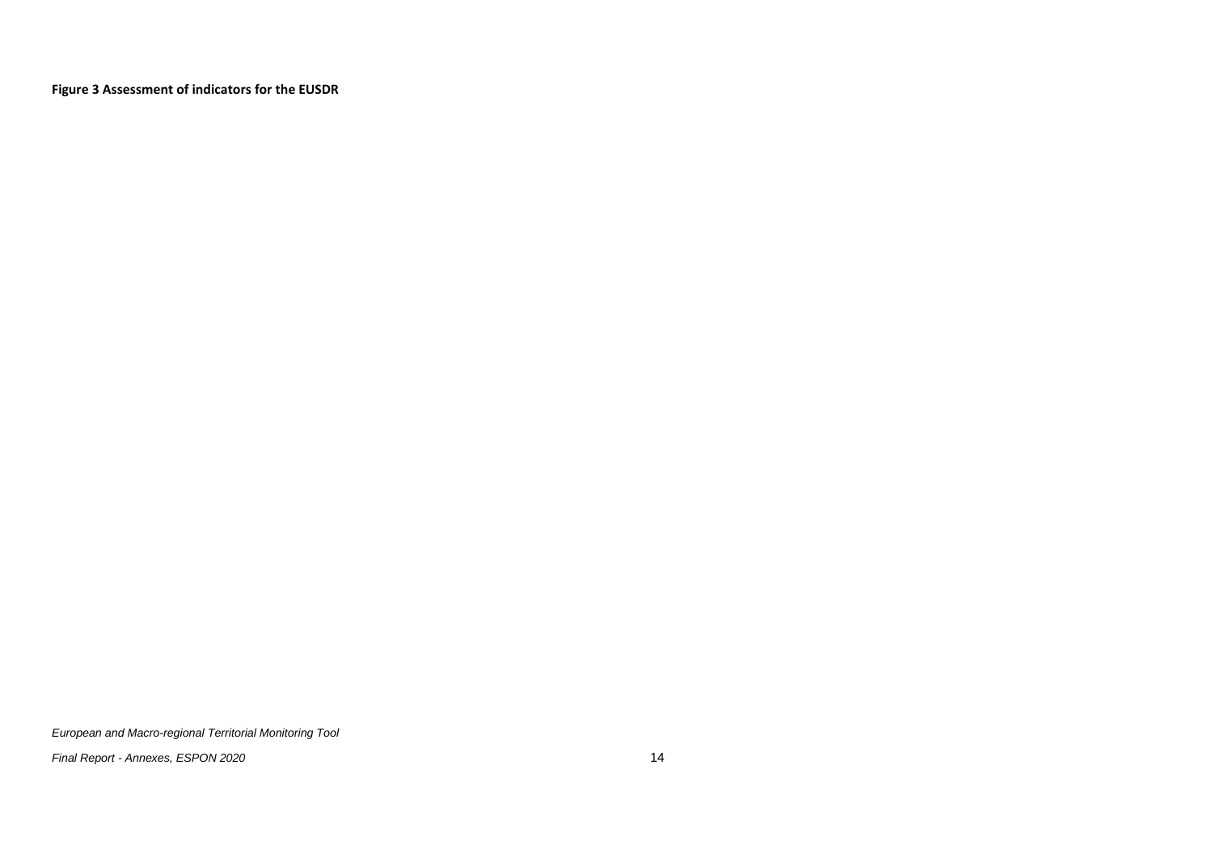**Figure 3 Assessment of indicators for the EUSDR**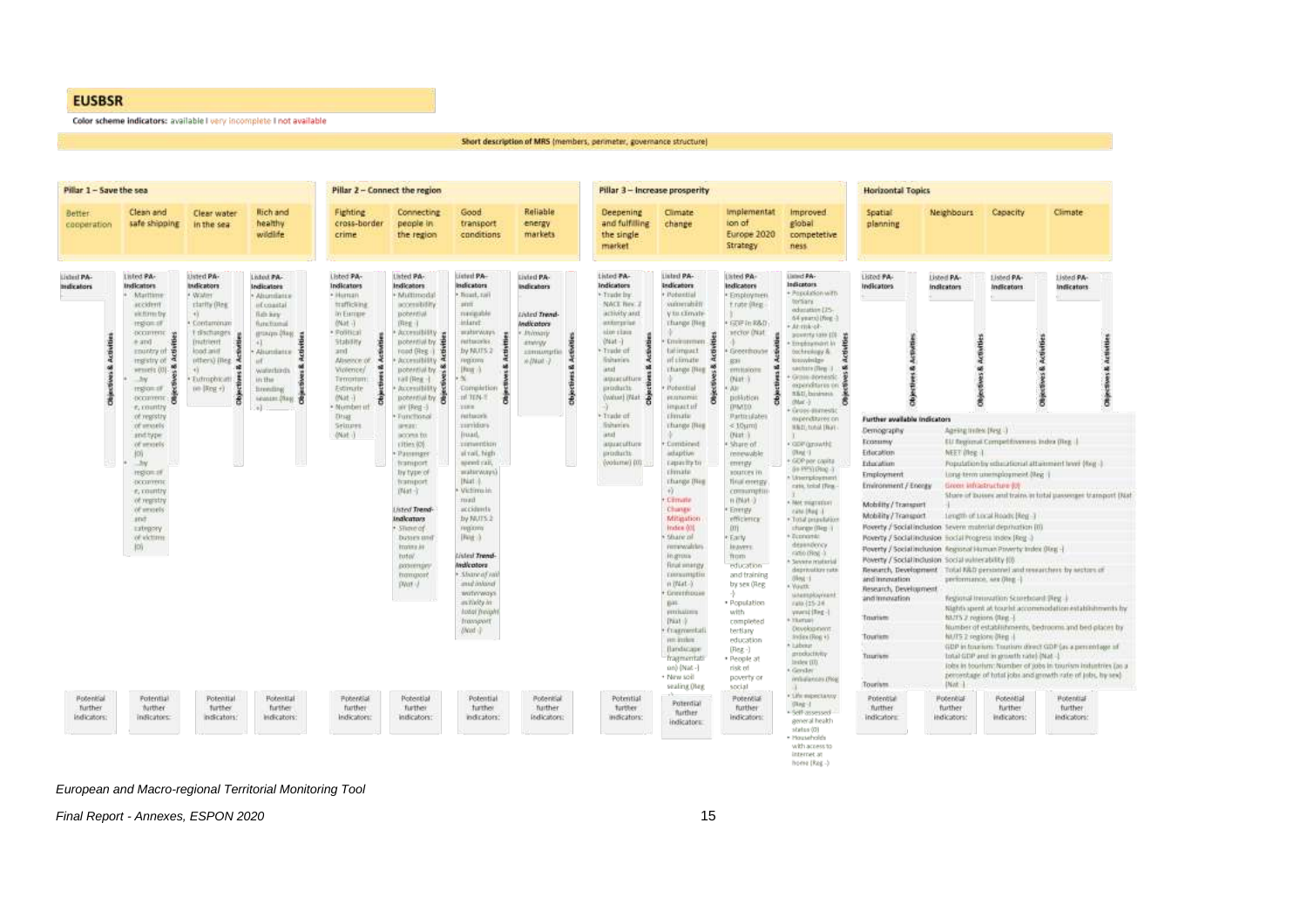# EUSBSR

Color scheme indicators: available I very incomplete I not available

Short description of MRS (members, perimeter, governance structure)

## Pillar 1 – Save the sea

| Better cooperation | Clean and safe shipping | Clear water in the sea | Rich and healthy wildlife |
|---|---|---|---|
| Listed PA-Indicators | Listed PA-Indicators<br>• Maritime accident victims by region of occurrence and country of registry of vessels (0) …by region of occurrence, country of registry of vessels and type of vessels (0) …by region of occurrence, country of registry of vessels and category of victims (0) | Listed PA-Indicators<br>• Water clarity (Reg +)<br>• Contaminant discharges (nutrient load and others) (Reg +)<br>• Eutrophication (Reg +) | Listed PA-Indicators<br>• Abundance of coastal fish key functional groups (Reg +)<br>• Abundance of waterbirds in the breeding season (Reg +) |
| Potential further indicators: | Potential further indicators: | Potential further indicators: | Potential further indicators: |

## Pillar 2 – Connect the region

| Fighting cross-border crime | Connecting people in the region | Good transport conditions | Reliable energy markets |
|---|---|---|---|
| Listed PA-Indicators<br>• Human trafficking in Europe (Nat -)<br>• Political Stability and Absence of Violence/ Terrorism: Estimate (Nat -)<br>• Number of Drug Seizures (Nat -) | Listed PA-Indicators<br>• Multimodal accessibility potential (Reg -)<br>• Accessibility potential by road (Reg -)<br>• Accessibility potential by rail (Reg -)<br>• Accessibility potential by air (Reg -)<br>• Functional areas: access to cities (0)<br>• Passenger transport by type of transport (Nat -)<br><br>Listed Trend-Indicators<br>• Share of busses and trains in total passenger transport (Nat -) | Listed PA-Indicators<br>• Road, rail and navigable inland waterways networks by NUTS 2 regions (Reg -)<br>• % Completion of TEN-T core network corridors (road, conventional rail, high speed rail, waterways) (Nat -)<br>• Victims in road accidents by NUTS 2 regions (Reg -)<br><br>Listed Trend-Indicators<br>• Share of rail and inland waterways activity in total freight transport (Nat -) | Listed PA-Indicators<br><br>Listed Trend-Indicators<br>• Primary energy consumption (Nat -) |
| Potential further indicators: | Potential further indicators: | Potential further indicators: | Potential further indicators: |

## Pillar 3 – Increase prosperity

| Deepening and fulfilling the single market | Climate change | Implementation of Europe 2020 Strategy | Improved global competetiveness |
|---|---|---|---|
| Listed PA-Indicators<br>• Trade by NACE Rev. 2 activity and enterprise size class (Nat -)<br>• Trade of fisheries and aquaculture products (value) (Nat -)<br>• Trade of fisheries and aquaculture products (volume) (0) | Listed PA-Indicators<br>• Potential vulnerability to climate change (Reg -)<br>• Environmental impact of climate change (Reg -)<br>• Potential economic impact of climate change (Reg +)<br>• Combined adaptive capacity to climate change (Reg +)<br>• Climate Change Mitigation Index (0)<br>• Share of renewables in gross final energy consumption (Nat -)<br>• Greenhouse gas emissions (Nat -)<br>• Fragmentation index (landscape fragmentation) (Nat -)<br>• New soil sealing (Reg | Listed PA-Indicators<br>• Employment rate (Reg -)<br>• GDP in R&D sector (Nat -)<br>• Greenhouse gas emissions (Nat -)<br>• Air pollution (PM10 Particulates < 10μm) (Nat -)<br>• Share of renewable energy sources in final energy consumption (Nat -)<br>• Energy efficiency (0)<br>• Early leavers from education and training by sex (Reg -)<br>• Population with completed tertiary education (Reg -)<br>• People at risk of poverty or social | Listed PA-Indicators<br>• Population with tertiary education (25-64 years) (Reg -)<br>• At-risk-of-poverty rate (0)<br>• Employment in technology & knowledge sectors (Reg -)<br>• Gross domestic expenditures on R&D, business (Nat -)<br>• Gross domestic expenditures on R&D, total (Nat -)<br>• GDP (growth) (Reg -)<br>• GDP per capita (in PPS) (Reg -)<br>• Unemployment rate, total (Reg -)<br>• Net migration rate (Reg -)<br>• Total population change (Reg -)<br>• Economic dependency ratio (Reg -)<br>• Severe material deprivation rate (Reg -)<br>• Youth unemployment rate (15-24 years) (Reg -)<br>• Human Development Index (Reg +)<br>• Labour productivity index (0)<br>• Gender imbalances (Reg -)<br>• Life expectancy (Reg -)<br>• Self-assessed general health status (0)<br>• Households with access to internet at home (Reg -) |
| Potential further indicators: | Potential further indicators: | Potential further indicators: | |

## Horizontal Topics

| Spatial planning | Neighbours | Capacity | Climate |
|---|---|---|---|
| Listed PA-Indicators | Listed PA-Indicators | Listed PA-Indicators | Listed PA-Indicators |
| Potential further indicators: | Potential further indicators: | Potential further indicators: | Potential further indicators: |

### Further available indicators

| Topic | Indicator |
|---|---|
| Demography | Ageing index (Reg -) |
| Economy | EU Regional Competitiveness Index (Reg -) |
| Education | NEET (Reg -) |
| Education | Population by educational attainment level (Reg -) |
| Employment | Long-term unemployment (Reg -) |
| Environment / Energy | Green infrastructure (0) |
| | Share of busses and trains in total passenger transport (Nat -) |
| Mobility / Transport | Length of Local Roads (Reg -) |
| Poverty / Social inclusion | Severe material deprivation (0) |
| Poverty / Social inclusion | Social Progress Index (Reg -) |
| Poverty / Social inclusion | Regional Human Poverty Index (Reg -) |
| Poverty / Social inclusion | Social vulnerability (0) |
| Research, Development and Innovation | Total R&D personnel and researchers by sectors of performance, sex (Reg -) |
| Research, Development and Innovation | Regional Innovation Scoreboard (Reg -) |
| Tourism | Nights spent at tourist accommodation establishments by NUTS 2 regions (Reg -) |
| Tourism | Number of establishments, bedrooms and bed-places by NUTS 2 regions (Reg -) |
| Tourism | GDP in tourism: Tourism direct GDP (as a percentage of total GDP and in growth rate) (Nat -) |
| Tourism | Jobs in tourism: Number of jobs in tourism industries (as a percentage of total jobs and growth rate of jobs, by sex) (Nat -) |

*European and Macro-regional Territorial Monitoring Tool*

*Final Report - Annexes, ESPON 2020*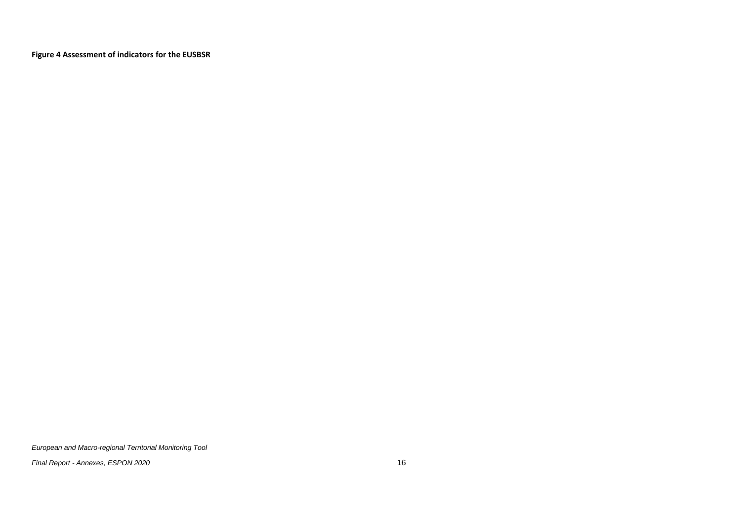**Figure 4 Assessment of indicators for the EUSBSR**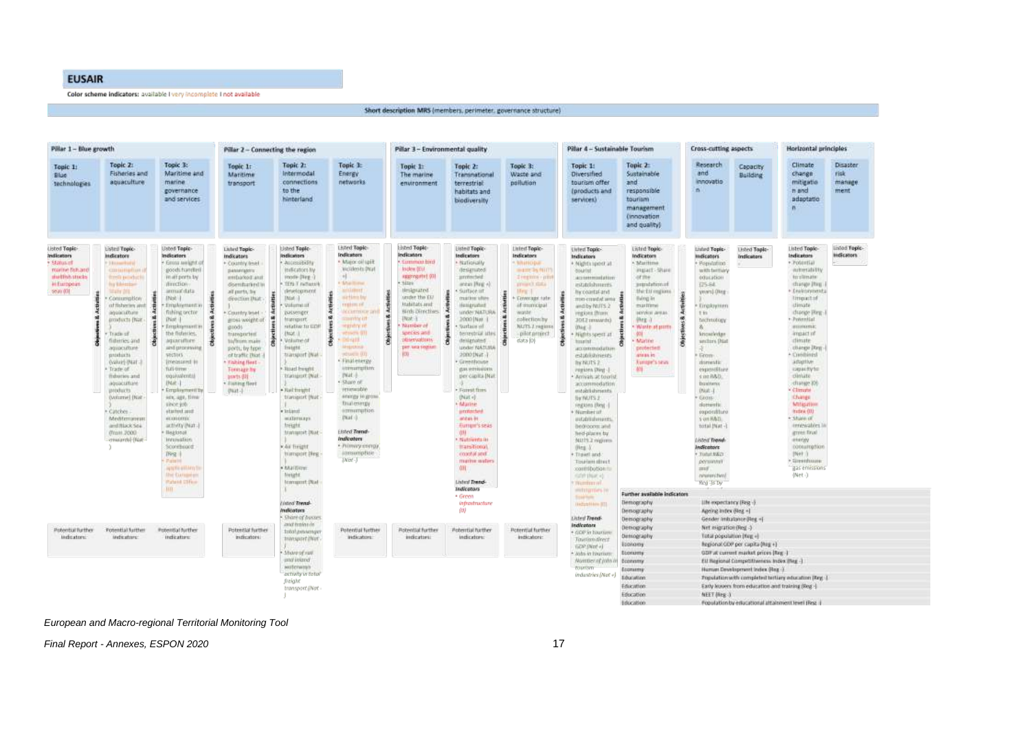## EUSAIR

Color scheme indicators: available I very incomplete I not available

Short description MRS (members, perimeter, governance structure)

| Pillar 1 – Blue growth | | | Pillar 2 – Connecting the region | | | Pillar 3 – Environmental quality | | | Pillar 4 – Sustainable Tourism | | Cross-cutting aspects | | Horizontal principles | |
|---|---|---|---|---|---|---|---|---|---|---|---|---|---|---|
| Topic 1: Blue technologies | Topic 2: Fisheries and aquaculture | Topic 3: Maritime and marine governance and services | Topic 1: Maritime transport | Topic 2: Intermodal connections to the hinterland | Topic 3: Energy networks | Topic 1: The marine environment | Topic 2: Transnational terrestrial habitats and biodiversity | Topic 3: Waste and pollution | Topic 1: Diversified tourism offer (products and services) | Topic 2: Sustainable and responsible tourism management (innovation and quality) | Research and innovation | Capacity Building | Climate change mitigation and adaptation | Disaster risk management |
| Listed Topic-Indicators<br>• Status of marine fish and shellfish stocks in European seas (0) | Listed Topic-Indicators<br>• Household consumption of fresh products by Member State (0)<br>• Consumption of fisheries and aquaculture products (Nat -)<br>• Trade of fisheries and aquaculture products (value) (Nat -)<br>• Trade of fisheries and aquaculture products (volume) (Nat -)<br>• Catches - Mediterranean and Black Sea (from 2000 onwards) (Nat -) | Listed Topic-Indicators<br>• Gross weight of goods handled in all ports by direction - annual data (Nat -)<br>• Employment in fishing sector (Nat -)<br>• Employment in the fisheries, aquaculture and processing sectors (measured in full-time equivalents) (Nat -)<br>• Employment by sex, age, time since job started and economic activity (Nat -)<br>• Regional Innovation Scoreboard (Reg -)<br>• Patent applications to the European Patent Office (0) | Listed Topic-Indicators<br>• Country level - passengers embarked and disembarked in all ports, by direction (Nat -)<br>• Country level - gross weight of goods transported to/from main ports, by type of traffic (Nat -)<br>• Fishing fleet - Tonnage by ports (0)<br>• Fishing fleet (Nat -) | Listed Topic-Indicators<br>• Accessibility indicators by mode (Reg -)<br>• TEN-T network development (Nat -)<br>• Volume of passenger transport relative to GDP (Nat -)<br>• Volume of freight transport (Nat -)<br>• Road freight transport (Nat -)<br>• Rail freight transport (Nat -)<br>• Inland waterways freight transport (Nat -)<br>• Air freight transport (Reg -)<br>• Maritime freight transport (Nat -)<br>Listed Trend-Indicators<br>• Share of busses and trains in total passenger transport (Nat -)<br>• Share of rail and inland waterways activity in total freight transport (Nat -) | Listed Topic-Indicators<br>• Major oil spill incidents (Nat +)<br>• Maritime accident actions by region of occurrence and country of registry of vessels (0)<br>• Oil spill response vessels (0)<br>• Final energy consumption (Nat -)<br>• Share of renewable energy in gross final energy consumption (Nat -)<br>Listed Trend-Indicators<br>• Primary energy consumption (Nat -) | Listed Topic-Indicators<br>• Common bird index (EU aggregate) (0)<br>• Sites designated under the EU Habitats and Birds Directives (Nat -)<br>• Number of species and observations per sea region (0) | Listed Topic-Indicators<br>• Nationally designated protected areas (Reg +)<br>• Surface of marine sites designated under NATURA 2000 (Nat -)<br>• Surface of terrestrial sites designated under NATURA 2000 (Nat -)<br>• Greenhouse gas emissions per capita (Nat -)<br>• Forest fires (Nat +)<br>• Marine protected areas in Europe's seas (0)<br>• Nutrients in transitional, coastal and marine waters (0)<br>Listed Trend-Indicators<br>• Green infrastructure (0) | Listed Topic-Indicators<br>• Municipal waste by NUTS 2 regions - pilot project data (Reg -)<br>• Coverage rate of municipal waste collection by NUTS 2 regions - pilot project data (0) | Listed Topic-Indicators<br>• Nights spent at tourist accommodation establishments by coastal and non-coastal area and by NUTS 2 regions (from 2012 onwards) (Reg -)<br>• Nights spent at tourist accommodation establishments by NUTS 2 regions (Reg -)<br>• Arrivals at tourist accommodation establishments by NUTS 2 regions (Reg -)<br>• Number of establishments, bedrooms and bed-places by NUTS 2 regions (Reg -)<br>• Travel and Tourism direct contribution to GDP (Nat +)<br>• Number of enterprises in tourism industries (0)<br>Listed Trend-Indicators<br>• GDP in tourism: Tourism direct GDP (Nat +)<br>• Jobs in tourism: Number of jobs in tourism industries (Nat +) | Listed Topic-Indicators<br>• Maritime impact - Share of the population of the EU regions living in maritime service areas (Reg -)<br>• Waste at ports (0)<br>• Marine protected areas in Europe's seas (0) | Listed Topic-Indicators<br>• Population with tertiary education (25-64 years) (Reg -)<br>• Employment in technology & knowledge sectors (Nat -)<br>• Gross domestic expenditure on R&D, business (Nat -)<br>• Gross domestic expenditure on R&D, total (Nat -)<br>Listed Trend-Indicators<br>• Total R&D personnel and researchers (Reg -) | Listed Topic-Indicators | Listed Topic-Indicators<br>• Potential vulnerability to climate change (Reg -)<br>• Environmental impact of climate change (Reg -)<br>• Potential economic impact of climate change (Reg -)<br>• Combined adaptive capacity to climate change (0)<br>• Climate Change Mitigation Index (0)<br>• Share of renewables in gross final energy consumption (Nat -)<br>• Greenhouse gas emissions (Nat -) | Listed Topic-Indicators |
| Potential further indicators: | Potential further indicators: | Potential further indicators: | Potential further indicators: | | Potential further indicators: | Potential further indicators: | Potential further indicators: | Potential further indicators: | | | | | | |

**Further available indicators**

| | |
|---|---|
| Demography | Life expectancy (Reg -) |
| Demography | Ageing index (Reg +) |
| Demography | Gender imbalance (Reg +) |
| Demography | Net migration (Reg -) |
| Demography | Total population (Reg +) |
| Economy | Regional GDP per capita (Reg +) |
| Economy | GDP at current market prices (Reg -) |
| Economy | EU Regional Competitiveness Index (Reg -) |
| Economy | Human Development Index (Reg -) |
| Education | Population with completed tertiary education (Reg -) |
| Education | Early leavers from education and training (Reg -) |
| Education | NEET (Reg -) |
| Education | Population by educational attainment level (Reg -) |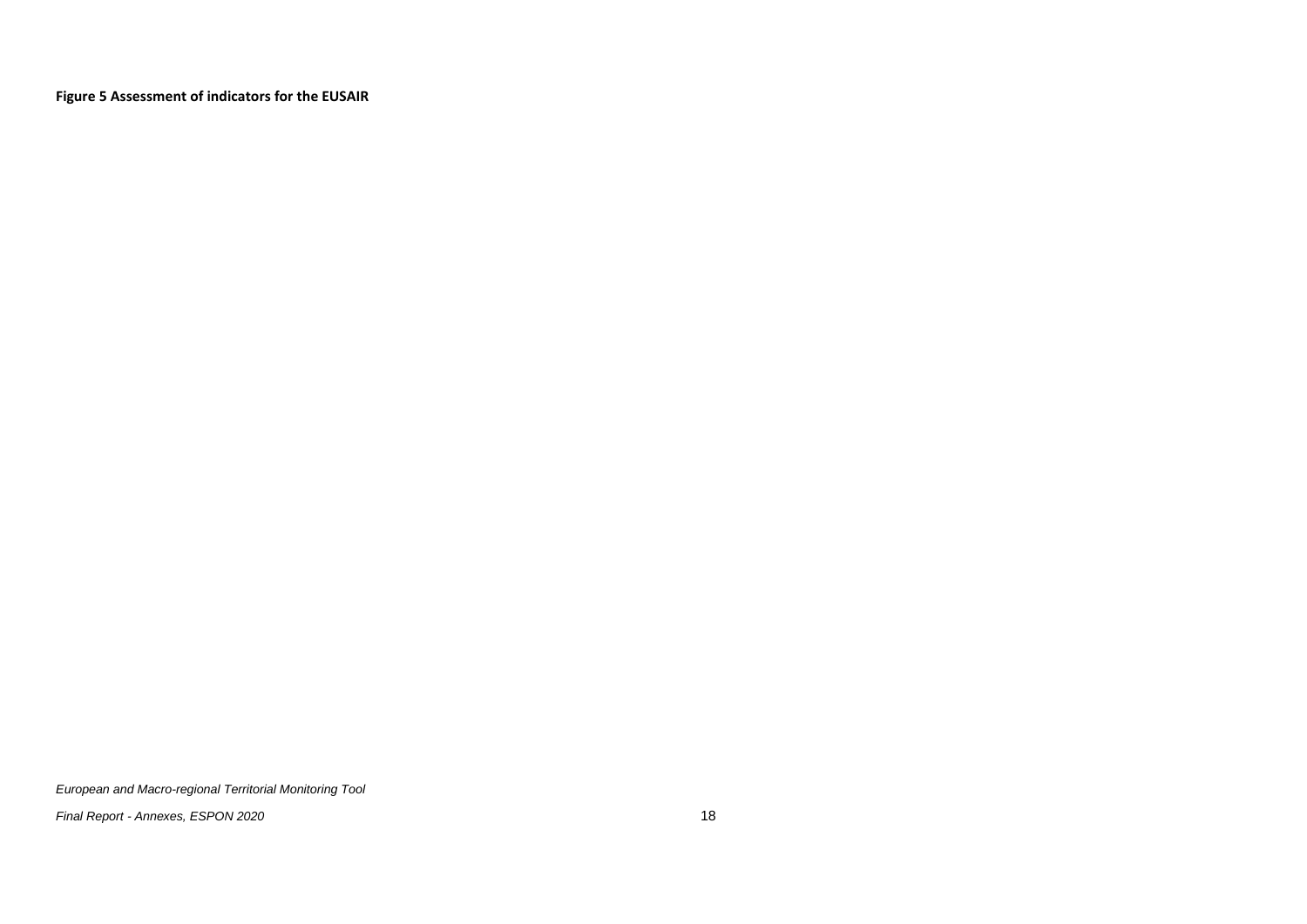**Figure 5 Assessment of indicators for the EUSAIR**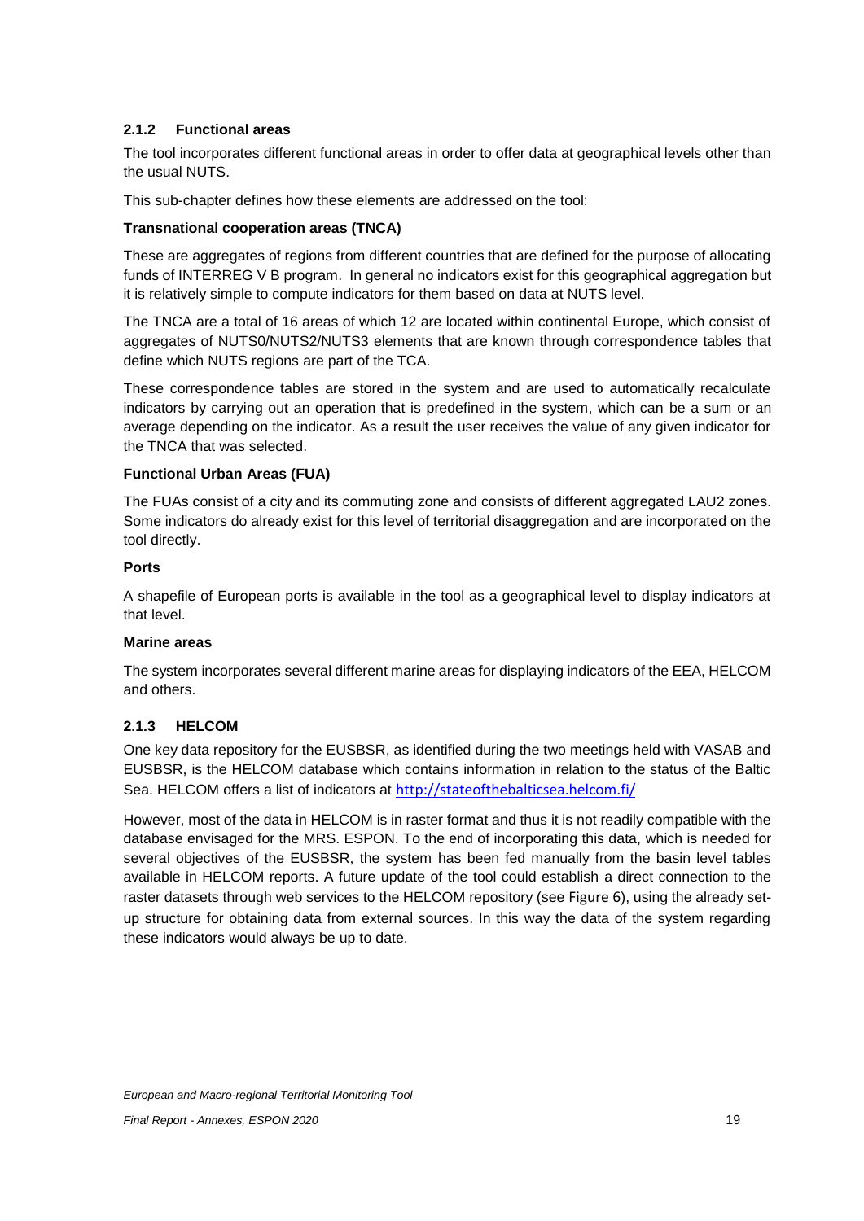### 2.1.2 Functional areas

The tool incorporates different functional areas in order to offer data at geographical levels other than the usual NUTS.

This sub-chapter defines how these elements are addressed on the tool:

**Transnational cooperation areas (TNCA)**

These are aggregates of regions from different countries that are defined for the purpose of allocating funds of INTERREG V B program. In general no indicators exist for this geographical aggregation but it is relatively simple to compute indicators for them based on data at NUTS level.

The TNCA are a total of 16 areas of which 12 are located within continental Europe, which consist of aggregates of NUTS0/NUTS2/NUTS3 elements that are known through correspondence tables that define which NUTS regions are part of the TCA.

These correspondence tables are stored in the system and are used to automatically recalculate indicators by carrying out an operation that is predefined in the system, which can be a sum or an average depending on the indicator. As a result the user receives the value of any given indicator for the TNCA that was selected.

**Functional Urban Areas (FUA)**

The FUAs consist of a city and its commuting zone and consists of different aggregated LAU2 zones. Some indicators do already exist for this level of territorial disaggregation and are incorporated on the tool directly.

**Ports**

A shapefile of European ports is available in the tool as a geographical level to display indicators at that level.

**Marine areas**

The system incorporates several different marine areas for displaying indicators of the EEA, HELCOM and others.

### 2.1.3 HELCOM

One key data repository for the EUSBSR, as identified during the two meetings held with VASAB and EUSBSR, is the HELCOM database which contains information in relation to the status of the Baltic Sea. HELCOM offers a list of indicators at http://stateofthebalticsea.helcom.fi/

However, most of the data in HELCOM is in raster format and thus it is not readily compatible with the database envisaged for the MRS. ESPON. To the end of incorporating this data, which is needed for several objectives of the EUSBSR, the system has been fed manually from the basin level tables available in HELCOM reports. A future update of the tool could establish a direct connection to the raster datasets through web services to the HELCOM repository (see Figure 6), using the already set-up structure for obtaining data from external sources. In this way the data of the system regarding these indicators would always be up to date.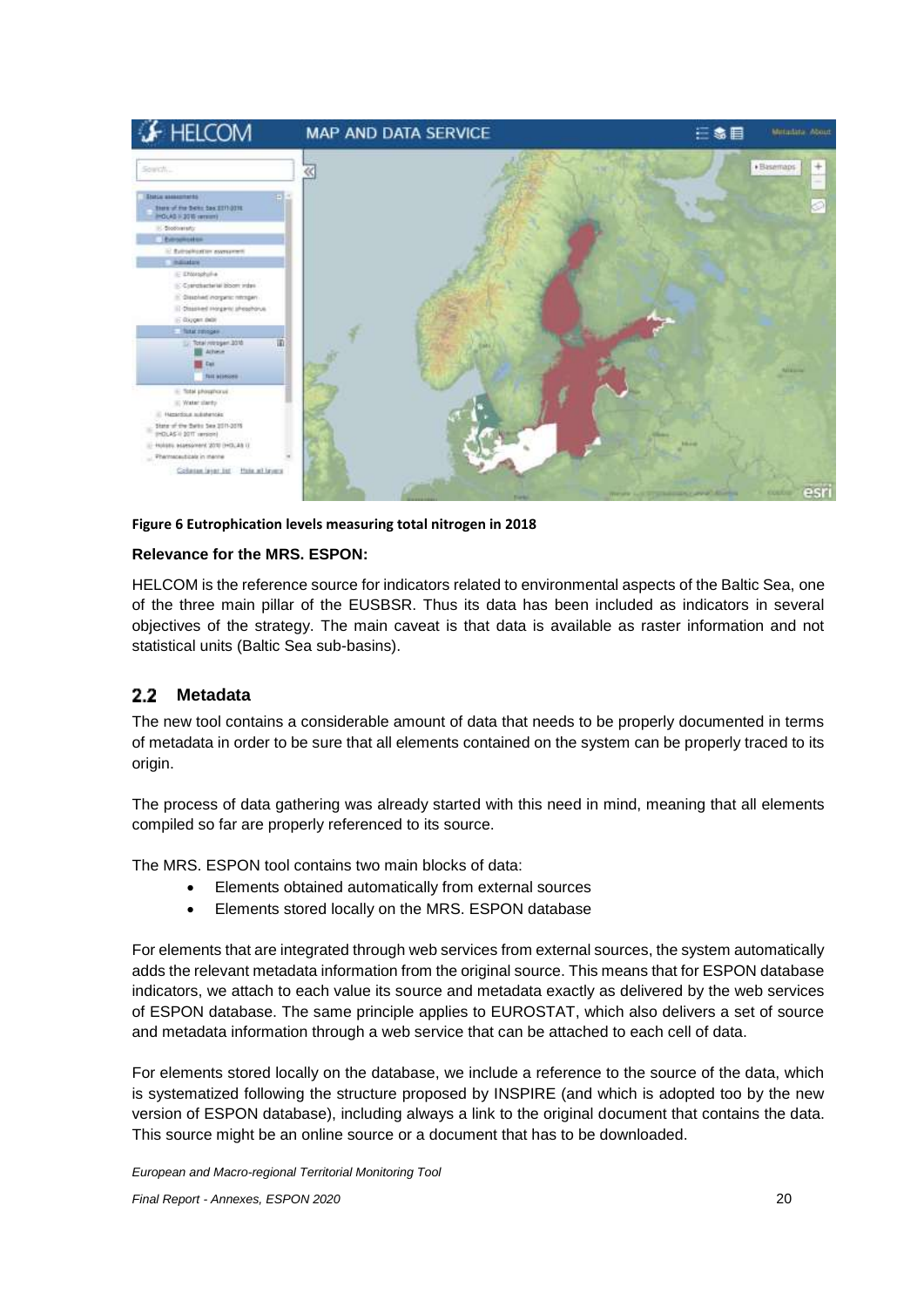**Figure 6 Eutrophication levels measuring total nitrogen in 2018**

**Relevance for the MRS. ESPON:**

HELCOM is the reference source for indicators related to environmental aspects of the Baltic Sea, one of the three main pillar of the EUSBSR. Thus its data has been included as indicators in several objectives of the strategy. The main caveat is that data is available as raster information and not statistical units (Baltic Sea sub-basins).

## 2.2 Metadata

The new tool contains a considerable amount of data that needs to be properly documented in terms of metadata in order to be sure that all elements contained on the system can be properly traced to its origin.

The process of data gathering was already started with this need in mind, meaning that all elements compiled so far are properly referenced to its source.

The MRS. ESPON tool contains two main blocks of data:

- Elements obtained automatically from external sources
- Elements stored locally on the MRS. ESPON database

For elements that are integrated through web services from external sources, the system automatically adds the relevant metadata information from the original source. This means that for ESPON database indicators, we attach to each value its source and metadata exactly as delivered by the web services of ESPON database. The same principle applies to EUROSTAT, which also delivers a set of source and metadata information through a web service that can be attached to each cell of data.

For elements stored locally on the database, we include a reference to the source of the data, which is systematized following the structure proposed by INSPIRE (and which is adopted too by the new version of ESPON database), including always a link to the original document that contains the data. This source might be an online source or a document that has to be downloaded.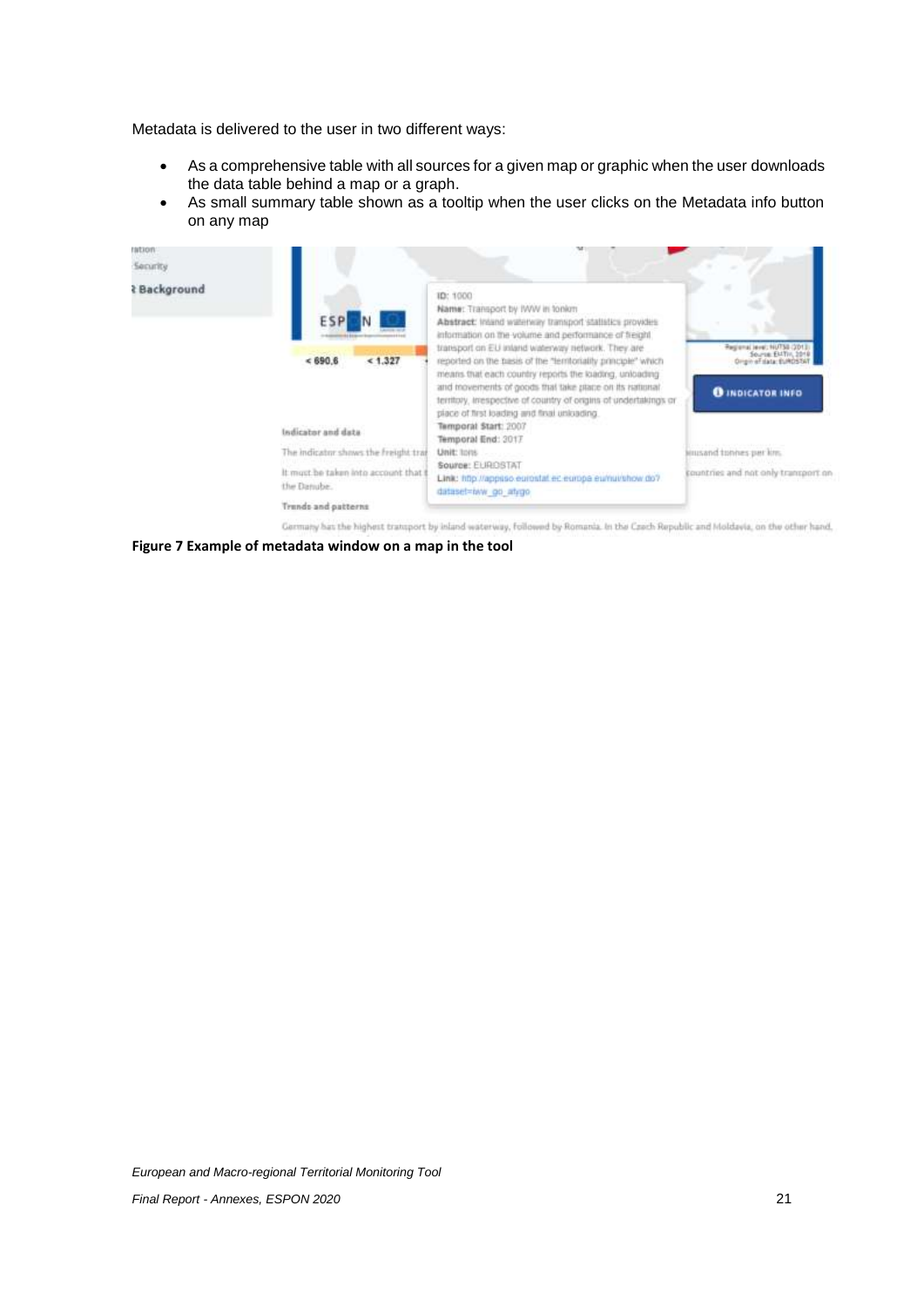Metadata is delivered to the user in two different ways:

- As a comprehensive table with all sources for a given map or graphic when the user downloads the data table behind a map or a graph.
- As small summary table shown as a tooltip when the user clicks on the Metadata info button on any map

**Figure 7 Example of metadata window on a map in the tool**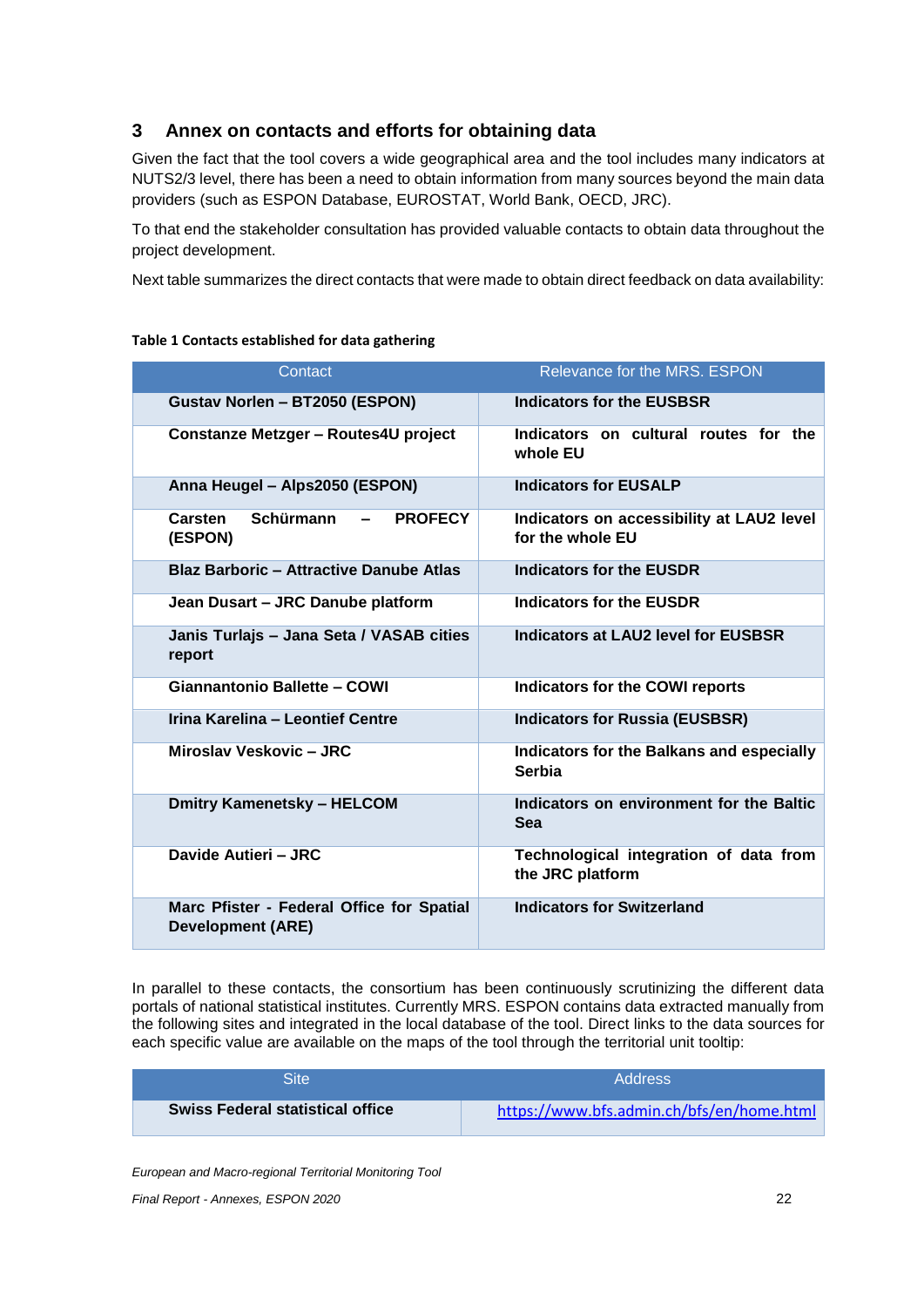## 3 Annex on contacts and efforts for obtaining data

Given the fact that the tool covers a wide geographical area and the tool includes many indicators at NUTS2/3 level, there has been a need to obtain information from many sources beyond the main data providers (such as ESPON Database, EUROSTAT, World Bank, OECD, JRC).

To that end the stakeholder consultation has provided valuable contacts to obtain data throughout the project development.

Next table summarizes the direct contacts that were made to obtain direct feedback on data availability:

**Table 1 Contacts established for data gathering**

| Contact | Relevance for the MRS. ESPON |
|---|---|
| **Gustav Norlen – BT2050 (ESPON)** | **Indicators for the EUSBSR** |
| **Constanze Metzger – Routes4U project** | **Indicators on cultural routes for the whole EU** |
| **Anna Heugel – Alps2050 (ESPON)** | **Indicators for EUSALP** |
| **Carsten Schürmann – PROFECY (ESPON)** | **Indicators on accessibility at LAU2 level for the whole EU** |
| **Blaz Barboric – Attractive Danube Atlas** | **Indicators for the EUSDR** |
| **Jean Dusart – JRC Danube platform** | **Indicators for the EUSDR** |
| **Janis Turlajs – Jana Seta / VASAB cities report** | **Indicators at LAU2 level for EUSBSR** |
| **Giannantonio Ballette – COWI** | **Indicators for the COWI reports** |
| **Irina Karelina – Leontief Centre** | **Indicators for Russia (EUSBSR)** |
| **Miroslav Veskovic – JRC** | **Indicators for the Balkans and especially Serbia** |
| **Dmitry Kamenetsky – HELCOM** | **Indicators on environment for the Baltic Sea** |
| **Davide Autieri – JRC** | **Technological integration of data from the JRC platform** |
| **Marc Pfister - Federal Office for Spatial Development (ARE)** | **Indicators for Switzerland** |

In parallel to these contacts, the consortium has been continuously scrutinizing the different data portals of national statistical institutes. Currently MRS. ESPON contains data extracted manually from the following sites and integrated in the local database of the tool. Direct links to the data sources for each specific value are available on the maps of the tool through the territorial unit tooltip:

| Site | Address |
|---|---|
| **Swiss Federal statistical office** | https://www.bfs.admin.ch/bfs/en/home.html |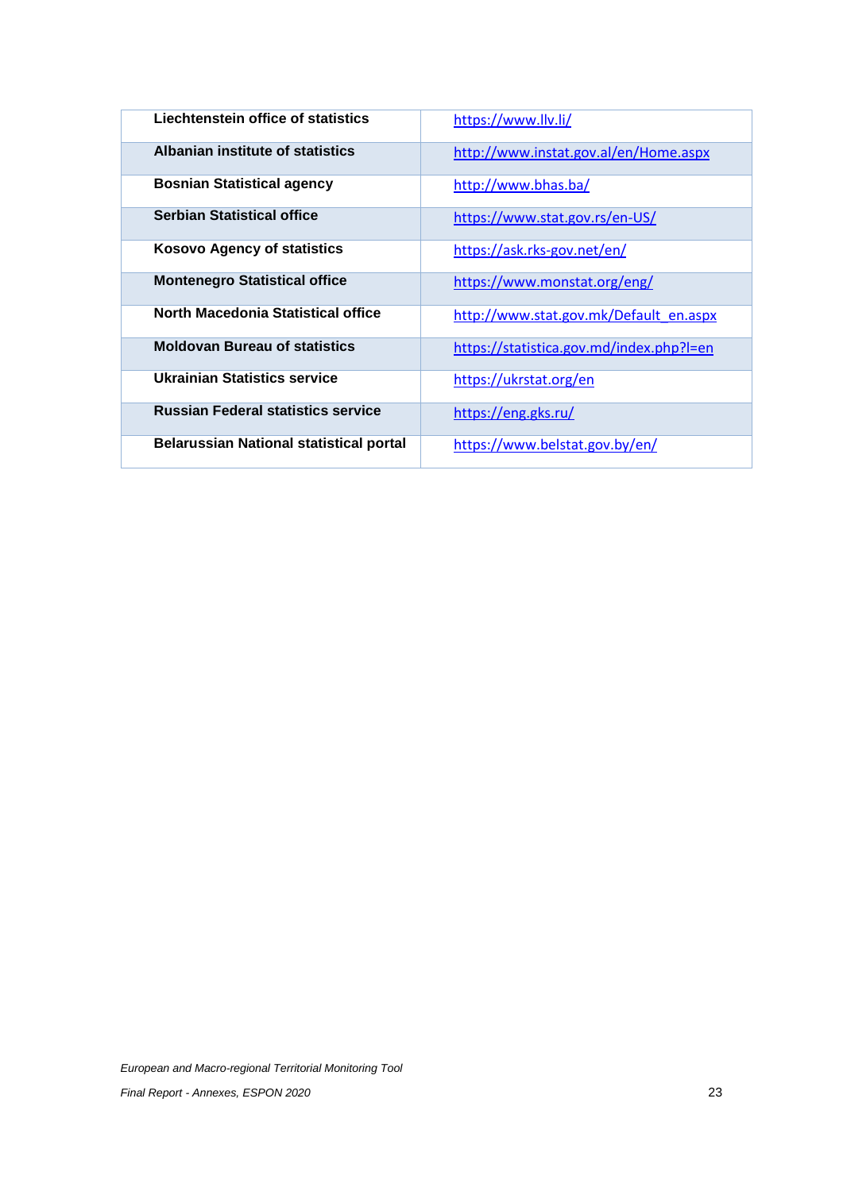| | |
|---|---|
| **Liechtenstein office of statistics** | https://www.llv.li/ |
| **Albanian institute of statistics** | http://www.instat.gov.al/en/Home.aspx |
| **Bosnian Statistical agency** | http://www.bhas.ba/ |
| **Serbian Statistical office** | https://www.stat.gov.rs/en-US/ |
| **Kosovo Agency of statistics** | https://ask.rks-gov.net/en/ |
| **Montenegro Statistical office** | https://www.monstat.org/eng/ |
| **North Macedonia Statistical office** | http://www.stat.gov.mk/Default_en.aspx |
| **Moldovan Bureau of statistics** | https://statistica.gov.md/index.php?l=en |
| **Ukrainian Statistics service** | https://ukrstat.org/en |
| **Russian Federal statistics service** | https://eng.gks.ru/ |
| **Belarussian National statistical portal** | https://www.belstat.gov.by/en/ |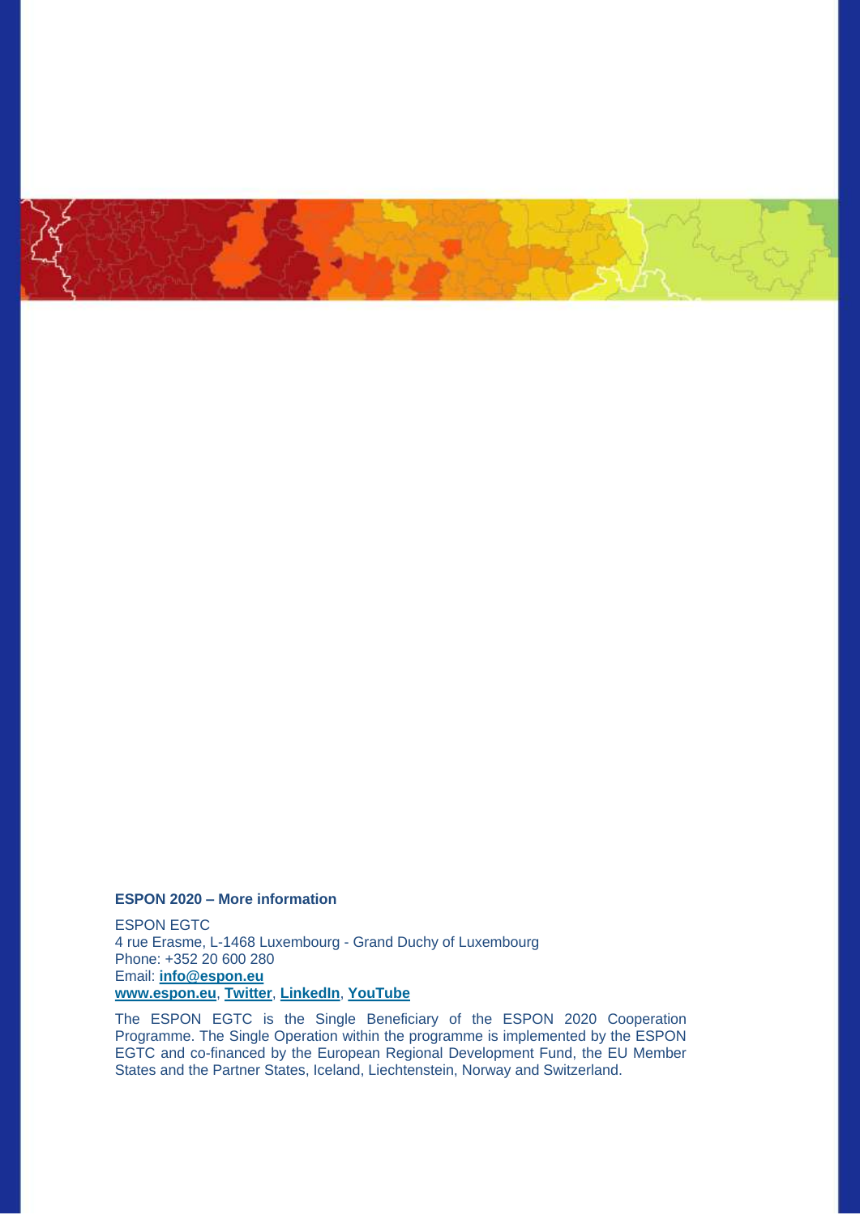**ESPON 2020 – More information**

ESPON EGTC
4 rue Erasme, L-1468 Luxembourg - Grand Duchy of Luxembourg
Phone: +352 20 600 280
Email: **info@espon.eu**
**www.espon.eu**, **Twitter**, **LinkedIn**, **YouTube**

The ESPON EGTC is the Single Beneficiary of the ESPON 2020 Cooperation Programme. The Single Operation within the programme is implemented by the ESPON EGTC and co-financed by the European Regional Development Fund, the EU Member States and the Partner States, Iceland, Liechtenstein, Norway and Switzerland.